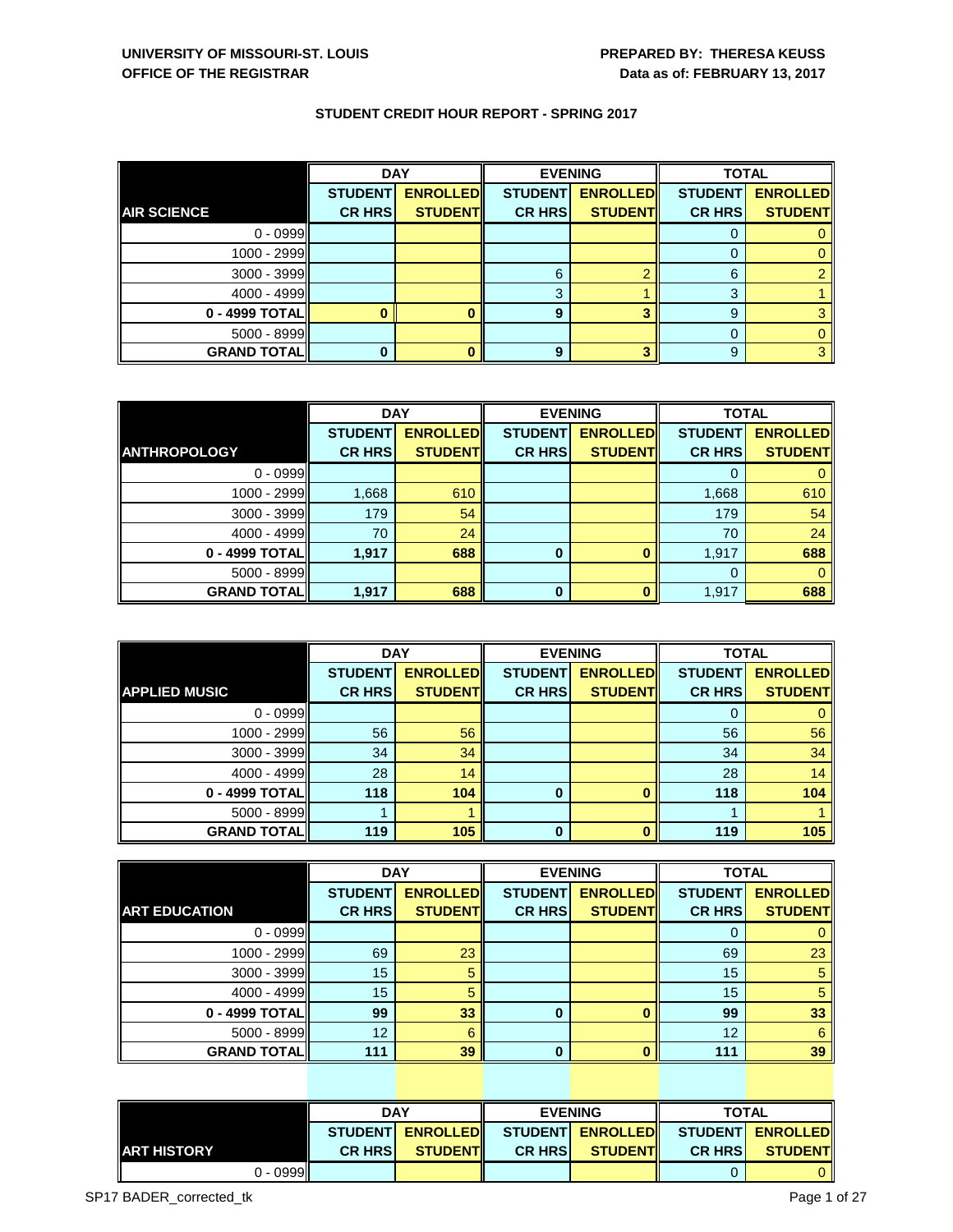**UNIVERSITY OF MISSOURI-ST. LOUIS**
**OFFICE OF THE REGISTRAR**

**PREPARED BY: THERESA KEUSS**
**Data as of: FEBRUARY 13, 2017**

## STUDENT CREDIT HOUR REPORT - SPRING 2017

| | DAY | | EVENING | | TOTAL | |
|---|---|---|---|---|---|---|
| **AIR SCIENCE** | **STUDENT CR HRS** | **ENROLLED STUDENT** | **STUDENT CR HRS** | **ENROLLED STUDENT** | **STUDENT CR HRS** | **ENROLLED STUDENT** |
| 0 - 0999 | | | | | 0 | 0 |
| 1000 - 2999 | | | | | 0 | 0 |
| 3000 - 3999 | | | 6 | 2 | 6 | 2 |
| 4000 - 4999 | | | 3 | 1 | 3 | 1 |
| **0 - 4999 TOTAL** | **0** | **0** | **9** | **3** | 9 | 3 |
| 5000 - 8999 | | | | | 0 | 0 |
| **GRAND TOTAL** | **0** | **0** | **9** | **3** | 9 | 3 |

| | DAY | | EVENING | | TOTAL | |
|---|---|---|---|---|---|---|
| **ANTHROPOLOGY** | **STUDENT CR HRS** | **ENROLLED STUDENT** | **STUDENT CR HRS** | **ENROLLED STUDENT** | **STUDENT CR HRS** | **ENROLLED STUDENT** |
| 0 - 0999 | | | | | 0 | 0 |
| 1000 - 2999 | 1,668 | 610 | | | 1,668 | 610 |
| 3000 - 3999 | 179 | 54 | | | 179 | 54 |
| 4000 - 4999 | 70 | 24 | | | 70 | 24 |
| **0 - 4999 TOTAL** | **1,917** | **688** | **0** | **0** | 1,917 | **688** |
| 5000 - 8999 | | | | | 0 | 0 |
| **GRAND TOTAL** | **1,917** | **688** | **0** | **0** | 1,917 | **688** |

| | DAY | | EVENING | | TOTAL | |
|---|---|---|---|---|---|---|
| **APPLIED MUSIC** | **STUDENT CR HRS** | **ENROLLED STUDENT** | **STUDENT CR HRS** | **ENROLLED STUDENT** | **STUDENT CR HRS** | **ENROLLED STUDENT** |
| 0 - 0999 | | | | | 0 | 0 |
| 1000 - 2999 | 56 | 56 | | | 56 | 56 |
| 3000 - 3999 | 34 | 34 | | | 34 | 34 |
| 4000 - 4999 | 28 | 14 | | | 28 | 14 |
| **0 - 4999 TOTAL** | **118** | **104** | **0** | **0** | **118** | **104** |
| 5000 - 8999 | 1 | 1 | | | 1 | 1 |
| **GRAND TOTAL** | **119** | **105** | **0** | **0** | **119** | **105** |

| | DAY | | EVENING | | TOTAL | |
|---|---|---|---|---|---|---|
| **ART EDUCATION** | **STUDENT CR HRS** | **ENROLLED STUDENT** | **STUDENT CR HRS** | **ENROLLED STUDENT** | **STUDENT CR HRS** | **ENROLLED STUDENT** |
| 0 - 0999 | | | | | 0 | 0 |
| 1000 - 2999 | 69 | 23 | | | 69 | 23 |
| 3000 - 3999 | 15 | 5 | | | 15 | 5 |
| 4000 - 4999 | 15 | 5 | | | 15 | 5 |
| **0 - 4999 TOTAL** | **99** | **33** | **0** | **0** | **99** | **33** |
| 5000 - 8999 | 12 | 6 | | | 12 | 6 |
| **GRAND TOTAL** | **111** | **39** | **0** | **0** | **111** | **39** |

| | DAY | | EVENING | | TOTAL | |
|---|---|---|---|---|---|---|
| **ART HISTORY** | **STUDENT CR HRS** | **ENROLLED STUDENT** | **STUDENT CR HRS** | **ENROLLED STUDENT** | **STUDENT CR HRS** | **ENROLLED STUDENT** |
| 0 - 0999 | | | | | 0 | 0 |

SP17 BADER_corrected_tk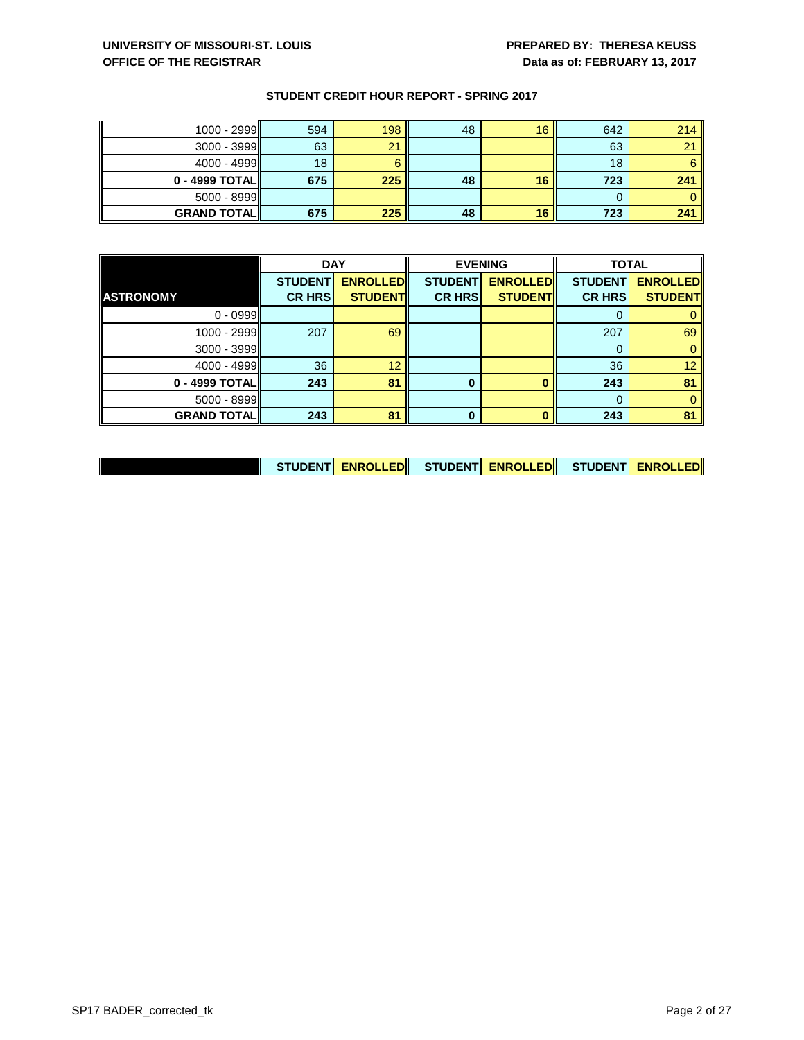**UNIVERSITY OF MISSOURI-ST. LOUIS**
**OFFICE OF THE REGISTRAR**

**PREPARED BY: THERESA KEUSS**
**Data as of: FEBRUARY 13, 2017**

## STUDENT CREDIT HOUR REPORT - SPRING 2017

| | | | | | | |
|---|---|---|---|---|---|---|
| 1000 - 2999 | 594 | 198 | 48 | 16 | 642 | 214 |
| 3000 - 3999 | 63 | 21 | | | 63 | 21 |
| 4000 - 4999 | 18 | 6 | | | 18 | 6 |
| **0 - 4999 TOTAL** | **675** | **225** | **48** | **16** | **723** | **241** |
| 5000 - 8999 | | | | | 0 | 0 |
| **GRAND TOTAL** | **675** | **225** | **48** | **16** | **723** | **241** |

| | **DAY** | | **EVENING** | | **TOTAL** | |
|---|---|---|---|---|---|---|
| **ASTRONOMY** | **STUDENT CR HRS** | **ENROLLED STUDENT** | **STUDENT CR HRS** | **ENROLLED STUDENT** | **STUDENT CR HRS** | **ENROLLED STUDENT** |
| 0 - 0999 | | | | | 0 | 0 |
| 1000 - 2999 | 207 | 69 | | | 207 | 69 |
| 3000 - 3999 | | | | | 0 | 0 |
| 4000 - 4999 | 36 | 12 | | | 36 | 12 |
| **0 - 4999 TOTAL** | **243** | **81** | **0** | **0** | **243** | **81** |
| 5000 - 8999 | | | | | 0 | 0 |
| **GRAND TOTAL** | **243** | **81** | **0** | **0** | **243** | **81** |

| | | | | | | |
|---|---|---|---|---|---|---|
| | **STUDENT** | **ENROLLED** | **STUDENT** | **ENROLLED** | **STUDENT** | **ENROLLED** |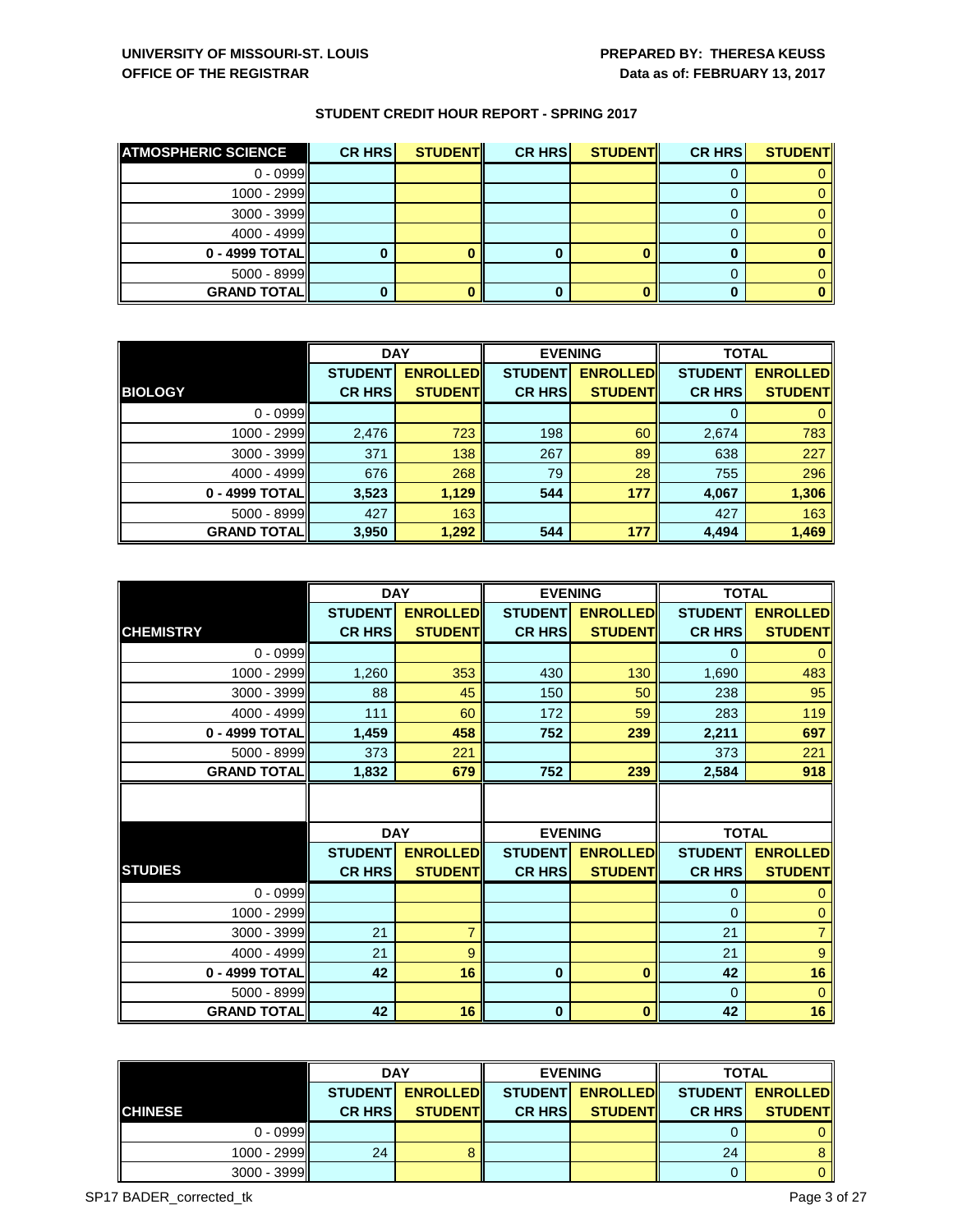UNIVERSITY OF MISSOURI-ST. LOUIS
OFFICE OF THE REGISTRAR

PREPARED BY: THERESA KEUSS
Data as of: FEBRUARY 13, 2017

## STUDENT CREDIT HOUR REPORT - SPRING 2017

| ATMOSPHERIC SCIENCE | CR HRS | STUDENT | CR HRS | STUDENT | CR HRS | STUDENT |
|---|---|---|---|---|---|---|
| 0 - 0999 | | | | | 0 | 0 |
| 1000 - 2999 | | | | | 0 | 0 |
| 3000 - 3999 | | | | | 0 | 0 |
| 4000 - 4999 | | | | | 0 | 0 |
| 0 - 4999 TOTAL | 0 | 0 | 0 | 0 | 0 | 0 |
| 5000 - 8999 | | | | | 0 | 0 |
| GRAND TOTAL | 0 | 0 | 0 | 0 | 0 | 0 |

| | DAY | | EVENING | | TOTAL | |
|---|---|---|---|---|---|---|
| | STUDENT | ENROLLED | STUDENT | ENROLLED | STUDENT | ENROLLED |
| BIOLOGY | CR HRS | STUDENT | CR HRS | STUDENT | CR HRS | STUDENT |
| 0 - 0999 | | | | | 0 | 0 |
| 1000 - 2999 | 2,476 | 723 | 198 | 60 | 2,674 | 783 |
| 3000 - 3999 | 371 | 138 | 267 | 89 | 638 | 227 |
| 4000 - 4999 | 676 | 268 | 79 | 28 | 755 | 296 |
| 0 - 4999 TOTAL | 3,523 | 1,129 | 544 | 177 | 4,067 | 1,306 |
| 5000 - 8999 | 427 | 163 | | | 427 | 163 |
| GRAND TOTAL | 3,950 | 1,292 | 544 | 177 | 4,494 | 1,469 |

| | DAY | | EVENING | | TOTAL | |
|---|---|---|---|---|---|---|
| | STUDENT | ENROLLED | STUDENT | ENROLLED | STUDENT | ENROLLED |
| CHEMISTRY | CR HRS | STUDENT | CR HRS | STUDENT | CR HRS | STUDENT |
| 0 - 0999 | | | | | 0 | 0 |
| 1000 - 2999 | 1,260 | 353 | 430 | 130 | 1,690 | 483 |
| 3000 - 3999 | 88 | 45 | 150 | 50 | 238 | 95 |
| 4000 - 4999 | 111 | 60 | 172 | 59 | 283 | 119 |
| 0 - 4999 TOTAL | 1,459 | 458 | 752 | 239 | 2,211 | 697 |
| 5000 - 8999 | 373 | 221 | | | 373 | 221 |
| GRAND TOTAL | 1,832 | 679 | 752 | 239 | 2,584 | 918 |

| | DAY | | EVENING | | TOTAL | |
|---|---|---|---|---|---|---|
| | STUDENT | ENROLLED | STUDENT | ENROLLED | STUDENT | ENROLLED |
| STUDIES | CR HRS | STUDENT | CR HRS | STUDENT | CR HRS | STUDENT |
| 0 - 0999 | | | | | 0 | 0 |
| 1000 - 2999 | | | | | 0 | 0 |
| 3000 - 3999 | 21 | 7 | | | 21 | 7 |
| 4000 - 4999 | 21 | 9 | | | 21 | 9 |
| 0 - 4999 TOTAL | 42 | 16 | 0 | 0 | 42 | 16 |
| 5000 - 8999 | | | | | 0 | 0 |
| GRAND TOTAL | 42 | 16 | 0 | 0 | 42 | 16 |

| | DAY | | EVENING | | TOTAL | |
|---|---|---|---|---|---|---|
| | STUDENT | ENROLLED | STUDENT | ENROLLED | STUDENT | ENROLLED |
| CHINESE | CR HRS | STUDENT | CR HRS | STUDENT | CR HRS | STUDENT |
| 0 - 0999 | | | | | 0 | 0 |
| 1000 - 2999 | 24 | 8 | | | 24 | 8 |
| 3000 - 3999 | | | | | 0 | 0 |

SP17 BADER_corrected_tk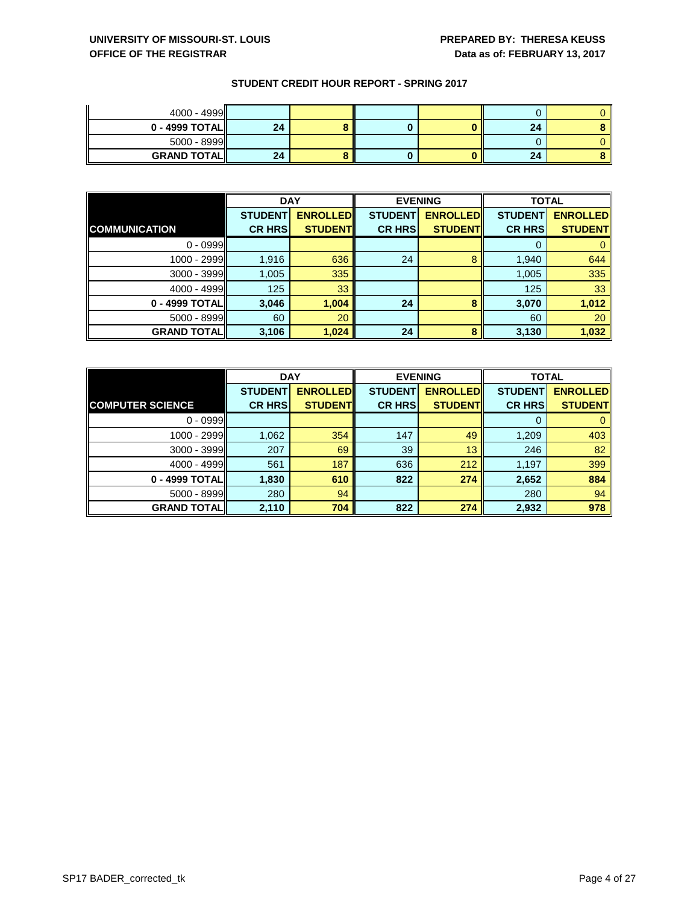UNIVERSITY OF MISSOURI-ST. LOUIS
OFFICE OF THE REGISTRAR

PREPARED BY: THERESA KEUSS
Data as of: FEBRUARY 13, 2017

## STUDENT CREDIT HOUR REPORT - SPRING 2017

| | | | | | | |
|---|---|---|---|---|---|---|
| 4000 - 4999 | | | | | 0 | 0 |
| **0 - 4999 TOTAL** | **24** | **8** | **0** | **0** | **24** | **8** |
| 5000 - 8999 | | | | | 0 | 0 |
| **GRAND TOTAL** | **24** | **8** | **0** | **0** | **24** | **8** |

| | DAY | | EVENING | | TOTAL | |
|---|---|---|---|---|---|---|
| **COMMUNICATION** | **STUDENT CR HRS** | **ENROLLED STUDENT** | **STUDENT CR HRS** | **ENROLLED STUDENT** | **STUDENT CR HRS** | **ENROLLED STUDENT** |
| 0 - 0999 | | | | | 0 | 0 |
| 1000 - 2999 | 1,916 | 636 | 24 | 8 | 1,940 | 644 |
| 3000 - 3999 | 1,005 | 335 | | | 1,005 | 335 |
| 4000 - 4999 | 125 | 33 | | | 125 | 33 |
| **0 - 4999 TOTAL** | **3,046** | **1,004** | **24** | **8** | **3,070** | **1,012** |
| 5000 - 8999 | 60 | 20 | | | 60 | 20 |
| **GRAND TOTAL** | **3,106** | **1,024** | **24** | **8** | **3,130** | **1,032** |

| | DAY | | EVENING | | TOTAL | |
|---|---|---|---|---|---|---|
| **COMPUTER SCIENCE** | **STUDENT CR HRS** | **ENROLLED STUDENT** | **STUDENT CR HRS** | **ENROLLED STUDENT** | **STUDENT CR HRS** | **ENROLLED STUDENT** |
| 0 - 0999 | | | | | 0 | 0 |
| 1000 - 2999 | 1,062 | 354 | 147 | 49 | 1,209 | 403 |
| 3000 - 3999 | 207 | 69 | 39 | 13 | 246 | 82 |
| 4000 - 4999 | 561 | 187 | 636 | 212 | 1,197 | 399 |
| **0 - 4999 TOTAL** | **1,830** | **610** | **822** | **274** | **2,652** | **884** |
| 5000 - 8999 | 280 | 94 | | | 280 | 94 |
| **GRAND TOTAL** | **2,110** | **704** | **822** | **274** | **2,932** | **978** |

SP17 BADER_corrected_tk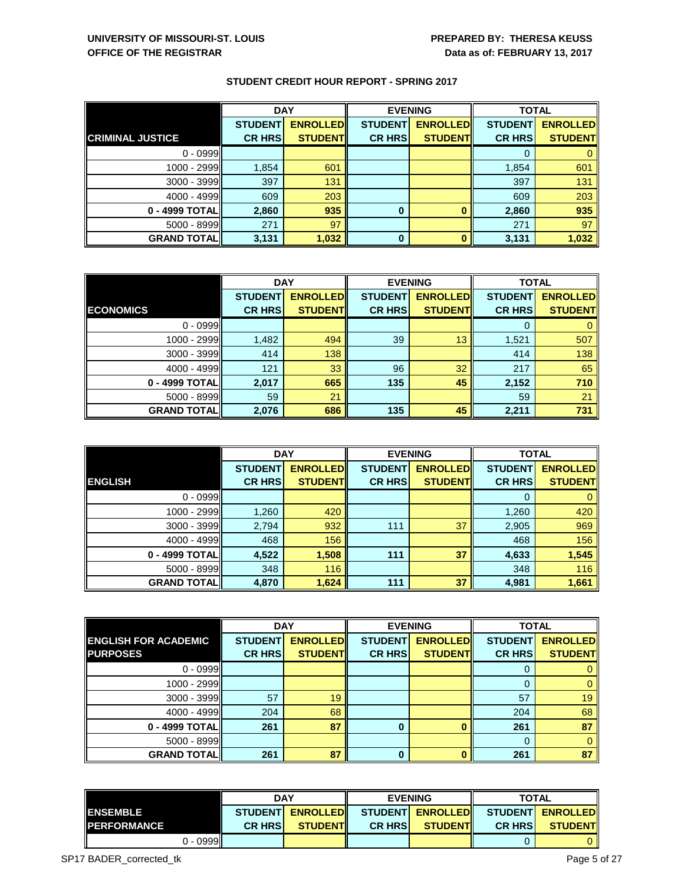**UNIVERSITY OF MISSOURI-ST. LOUIS**
**OFFICE OF THE REGISTRAR**

**PREPARED BY: THERESA KEUSS**
**Data as of: FEBRUARY 13, 2017**

## STUDENT CREDIT HOUR REPORT - SPRING 2017

| | DAY | | EVENING | | TOTAL | |
|---|---|---|---|---|---|---|
| **CRIMINAL JUSTICE** | **STUDENT CR HRS** | **ENROLLED STUDENT** | **STUDENT CR HRS** | **ENROLLED STUDENT** | **STUDENT CR HRS** | **ENROLLED STUDENT** |
| 0 - 0999 | | | | | 0 | 0 |
| 1000 - 2999 | 1,854 | 601 | | | 1,854 | 601 |
| 3000 - 3999 | 397 | 131 | | | 397 | 131 |
| 4000 - 4999 | 609 | 203 | | | 609 | 203 |
| **0 - 4999 TOTAL** | **2,860** | **935** | **0** | **0** | **2,860** | **935** |
| 5000 - 8999 | 271 | 97 | | | 271 | 97 |
| **GRAND TOTAL** | **3,131** | **1,032** | **0** | **0** | **3,131** | **1,032** |

| | DAY | | EVENING | | TOTAL | |
|---|---|---|---|---|---|---|
| **ECONOMICS** | **STUDENT CR HRS** | **ENROLLED STUDENT** | **STUDENT CR HRS** | **ENROLLED STUDENT** | **STUDENT CR HRS** | **ENROLLED STUDENT** |
| 0 - 0999 | | | | | 0 | 0 |
| 1000 - 2999 | 1,482 | 494 | 39 | 13 | 1,521 | 507 |
| 3000 - 3999 | 414 | 138 | | | 414 | 138 |
| 4000 - 4999 | 121 | 33 | 96 | 32 | 217 | 65 |
| **0 - 4999 TOTAL** | **2,017** | **665** | **135** | **45** | **2,152** | **710** |
| 5000 - 8999 | 59 | 21 | | | 59 | 21 |
| **GRAND TOTAL** | **2,076** | **686** | **135** | **45** | **2,211** | **731** |

| | DAY | | EVENING | | TOTAL | |
|---|---|---|---|---|---|---|
| **ENGLISH** | **STUDENT CR HRS** | **ENROLLED STUDENT** | **STUDENT CR HRS** | **ENROLLED STUDENT** | **STUDENT CR HRS** | **ENROLLED STUDENT** |
| 0 - 0999 | | | | | 0 | 0 |
| 1000 - 2999 | 1,260 | 420 | | | 1,260 | 420 |
| 3000 - 3999 | 2,794 | 932 | 111 | 37 | 2,905 | 969 |
| 4000 - 4999 | 468 | 156 | | | 468 | 156 |
| **0 - 4999 TOTAL** | **4,522** | **1,508** | **111** | **37** | **4,633** | **1,545** |
| 5000 - 8999 | 348 | 116 | | | 348 | 116 |
| **GRAND TOTAL** | **4,870** | **1,624** | **111** | **37** | **4,981** | **1,661** |

| | DAY | | EVENING | | TOTAL | |
|---|---|---|---|---|---|---|
| **ENGLISH FOR ACADEMIC PURPOSES** | **STUDENT CR HRS** | **ENROLLED STUDENT** | **STUDENT CR HRS** | **ENROLLED STUDENT** | **STUDENT CR HRS** | **ENROLLED STUDENT** |
| 0 - 0999 | | | | | 0 | 0 |
| 1000 - 2999 | | | | | 0 | 0 |
| 3000 - 3999 | 57 | 19 | | | 57 | 19 |
| 4000 - 4999 | 204 | 68 | | | 204 | 68 |
| **0 - 4999 TOTAL** | **261** | **87** | **0** | **0** | **261** | **87** |
| 5000 - 8999 | | | | | 0 | 0 |
| **GRAND TOTAL** | **261** | **87** | **0** | **0** | **261** | **87** |

| | DAY | | EVENING | | TOTAL | |
|---|---|---|---|---|---|---|
| **ENSEMBLE PERFORMANCE** | **STUDENT CR HRS** | **ENROLLED STUDENT** | **STUDENT CR HRS** | **ENROLLED STUDENT** | **STUDENT CR HRS** | **ENROLLED STUDENT** |
| 0 - 0999 | | | | | 0 | 0 |

SP17 BADER_corrected_tk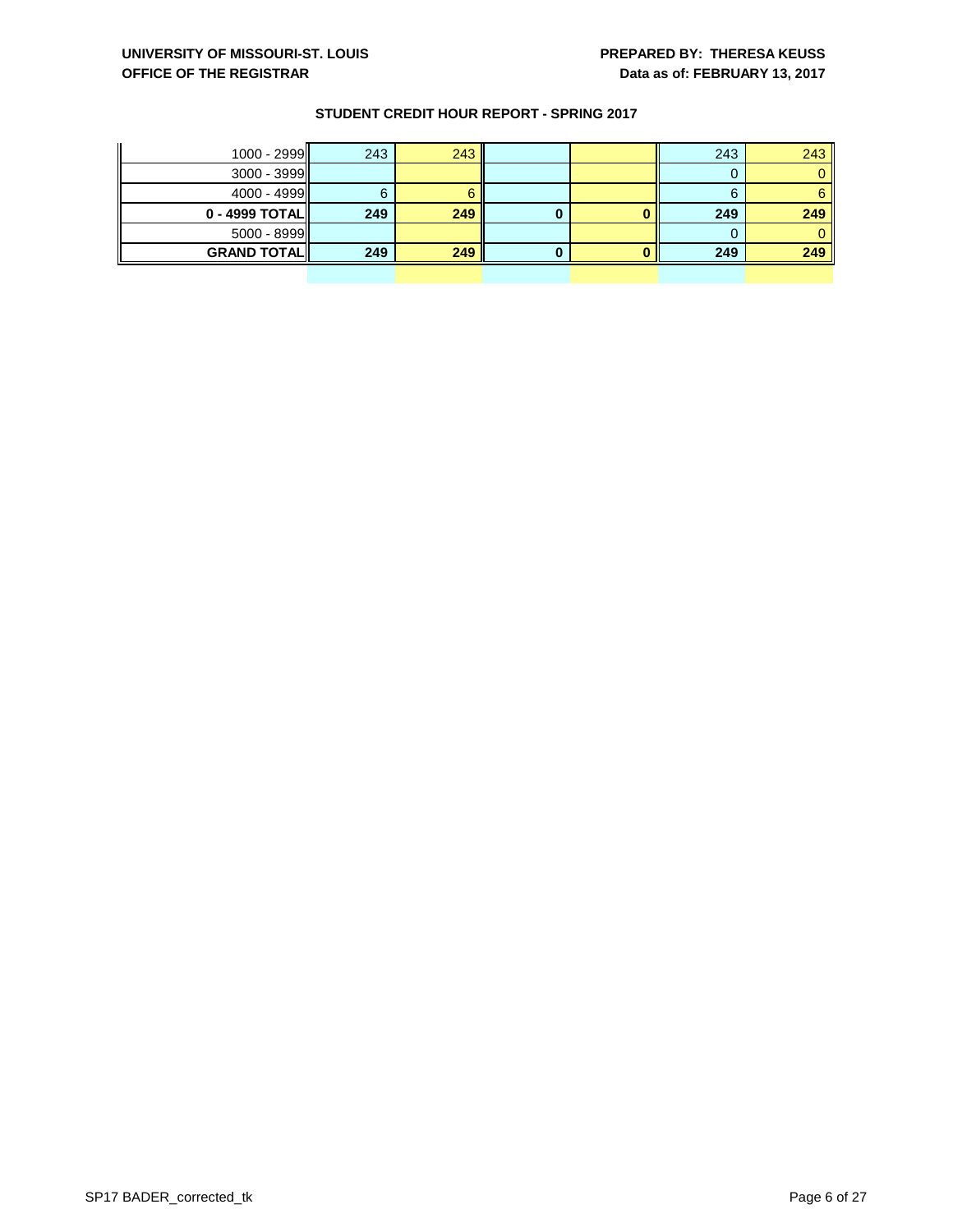**UNIVERSITY OF MISSOURI-ST. LOUIS**
**OFFICE OF THE REGISTRAR**

**PREPARED BY: THERESA KEUSS**
**Data as of: FEBRUARY 13, 2017**

## STUDENT CREDIT HOUR REPORT - SPRING 2017

| | | | | | | |
|---|---|---|---|---|---|---|
| 1000 - 2999 | 243 | 243 | | | 243 | 243 |
| 3000 - 3999 | | | | | 0 | 0 |
| 4000 - 4999 | 6 | 6 | | | 6 | 6 |
| **0 - 4999 TOTAL** | **249** | **249** | **0** | **0** | **249** | **249** |
| 5000 - 8999 | | | | | 0 | 0 |
| **GRAND TOTAL** | **249** | **249** | **0** | **0** | **249** | **249** |

SP17 BADER_corrected_tk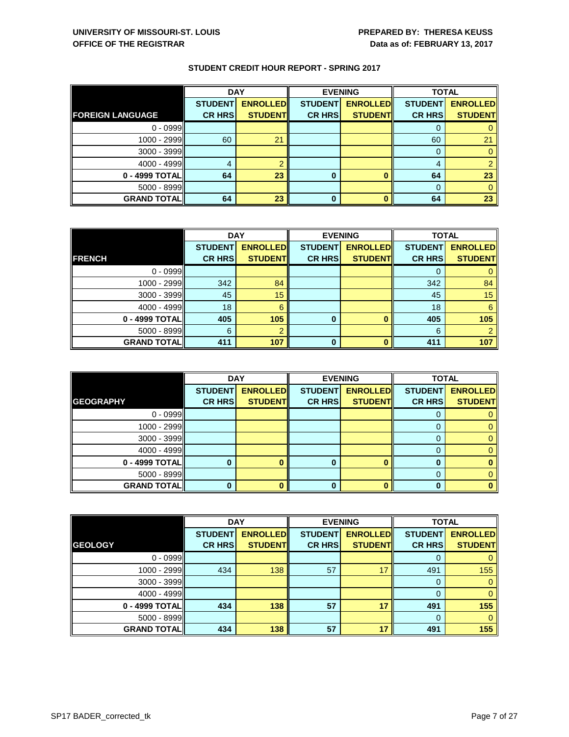UNIVERSITY OF MISSOURI-ST. LOUIS
OFFICE OF THE REGISTRAR

PREPARED BY: THERESA KEUSS
Data as of: FEBRUARY 13, 2017

## STUDENT CREDIT HOUR REPORT - SPRING 2017

| | DAY | | EVENING | | TOTAL | |
|---|---|---|---|---|---|---|
| **FOREIGN LANGUAGE** | **STUDENT CR HRS** | **ENROLLED STUDENT** | **STUDENT CR HRS** | **ENROLLED STUDENT** | **STUDENT CR HRS** | **ENROLLED STUDENT** |
| 0 - 0999 | | | | | 0 | 0 |
| 1000 - 2999 | 60 | 21 | | | 60 | 21 |
| 3000 - 3999 | | | | | 0 | 0 |
| 4000 - 4999 | 4 | 2 | | | 4 | 2 |
| **0 - 4999 TOTAL** | **64** | **23** | **0** | **0** | **64** | **23** |
| 5000 - 8999 | | | | | 0 | 0 |
| **GRAND TOTAL** | **64** | **23** | **0** | **0** | **64** | **23** |

| | DAY | | EVENING | | TOTAL | |
|---|---|---|---|---|---|---|
| **FRENCH** | **STUDENT CR HRS** | **ENROLLED STUDENT** | **STUDENT CR HRS** | **ENROLLED STUDENT** | **STUDENT CR HRS** | **ENROLLED STUDENT** |
| 0 - 0999 | | | | | 0 | 0 |
| 1000 - 2999 | 342 | 84 | | | 342 | 84 |
| 3000 - 3999 | 45 | 15 | | | 45 | 15 |
| 4000 - 4999 | 18 | 6 | | | 18 | 6 |
| **0 - 4999 TOTAL** | **405** | **105** | **0** | **0** | **405** | **105** |
| 5000 - 8999 | 6 | 2 | | | 6 | 2 |
| **GRAND TOTAL** | **411** | **107** | **0** | **0** | **411** | **107** |

| | DAY | | EVENING | | TOTAL | |
|---|---|---|---|---|---|---|
| **GEOGRAPHY** | **STUDENT CR HRS** | **ENROLLED STUDENT** | **STUDENT CR HRS** | **ENROLLED STUDENT** | **STUDENT CR HRS** | **ENROLLED STUDENT** |
| 0 - 0999 | | | | | 0 | 0 |
| 1000 - 2999 | | | | | 0 | 0 |
| 3000 - 3999 | | | | | 0 | 0 |
| 4000 - 4999 | | | | | 0 | 0 |
| **0 - 4999 TOTAL** | **0** | **0** | **0** | **0** | **0** | **0** |
| 5000 - 8999 | | | | | 0 | 0 |
| **GRAND TOTAL** | **0** | **0** | **0** | **0** | **0** | **0** |

| | DAY | | EVENING | | TOTAL | |
|---|---|---|---|---|---|---|
| **GEOLOGY** | **STUDENT CR HRS** | **ENROLLED STUDENT** | **STUDENT CR HRS** | **ENROLLED STUDENT** | **STUDENT CR HRS** | **ENROLLED STUDENT** |
| 0 - 0999 | | | | | 0 | 0 |
| 1000 - 2999 | 434 | 138 | 57 | 17 | 491 | 155 |
| 3000 - 3999 | | | | | 0 | 0 |
| 4000 - 4999 | | | | | 0 | 0 |
| **0 - 4999 TOTAL** | **434** | **138** | **57** | **17** | **491** | **155** |
| 5000 - 8999 | | | | | 0 | 0 |
| **GRAND TOTAL** | **434** | **138** | **57** | **17** | **491** | **155** |

SP17 BADER_corrected_tk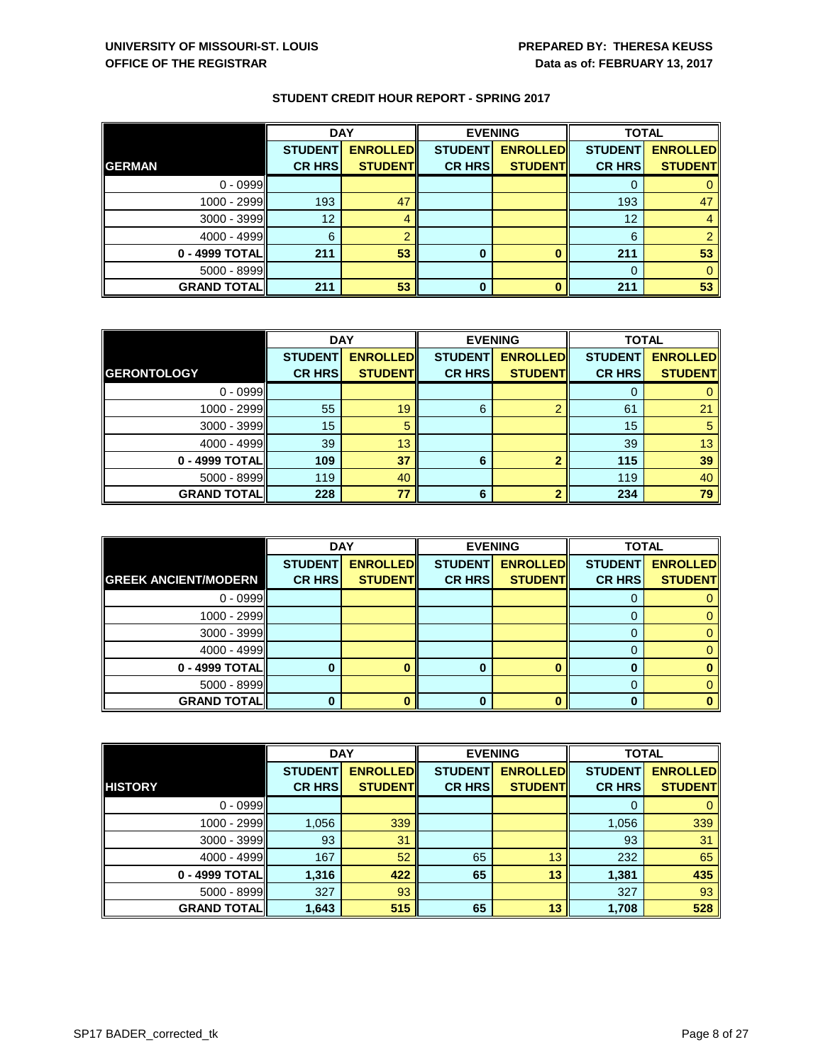**UNIVERSITY OF MISSOURI-ST. LOUIS**
**OFFICE OF THE REGISTRAR**

**PREPARED BY: THERESA KEUSS**
**Data as of: FEBRUARY 13, 2017**

## STUDENT CREDIT HOUR REPORT - SPRING 2017

| | DAY | | EVENING | | TOTAL | |
|---|---|---|---|---|---|---|
| **GERMAN** | **STUDENT CR HRS** | **ENROLLED STUDENT** | **STUDENT CR HRS** | **ENROLLED STUDENT** | **STUDENT CR HRS** | **ENROLLED STUDENT** |
| 0 - 0999 | | | | | 0 | 0 |
| 1000 - 2999 | 193 | 47 | | | 193 | 47 |
| 3000 - 3999 | 12 | 4 | | | 12 | 4 |
| 4000 - 4999 | 6 | 2 | | | 6 | 2 |
| **0 - 4999 TOTAL** | **211** | **53** | **0** | **0** | **211** | **53** |
| 5000 - 8999 | | | | | 0 | 0 |
| **GRAND TOTAL** | **211** | **53** | **0** | **0** | **211** | **53** |

| | DAY | | EVENING | | TOTAL | |
|---|---|---|---|---|---|---|
| **GERONTOLOGY** | **STUDENT CR HRS** | **ENROLLED STUDENT** | **STUDENT CR HRS** | **ENROLLED STUDENT** | **STUDENT CR HRS** | **ENROLLED STUDENT** |
| 0 - 0999 | | | | | 0 | 0 |
| 1000 - 2999 | 55 | 19 | 6 | 2 | 61 | 21 |
| 3000 - 3999 | 15 | 5 | | | 15 | 5 |
| 4000 - 4999 | 39 | 13 | | | 39 | 13 |
| **0 - 4999 TOTAL** | **109** | **37** | **6** | **2** | **115** | **39** |
| 5000 - 8999 | 119 | 40 | | | 119 | 40 |
| **GRAND TOTAL** | **228** | **77** | **6** | **2** | **234** | **79** |

| | DAY | | EVENING | | TOTAL | |
|---|---|---|---|---|---|---|
| **GREEK ANCIENT/MODERN** | **STUDENT CR HRS** | **ENROLLED STUDENT** | **STUDENT CR HRS** | **ENROLLED STUDENT** | **STUDENT CR HRS** | **ENROLLED STUDENT** |
| 0 - 0999 | | | | | 0 | 0 |
| 1000 - 2999 | | | | | 0 | 0 |
| 3000 - 3999 | | | | | 0 | 0 |
| 4000 - 4999 | | | | | 0 | 0 |
| **0 - 4999 TOTAL** | **0** | **0** | **0** | **0** | **0** | **0** |
| 5000 - 8999 | | | | | 0 | 0 |
| **GRAND TOTAL** | **0** | **0** | **0** | **0** | **0** | **0** |

| | DAY | | EVENING | | TOTAL | |
|---|---|---|---|---|---|---|
| **HISTORY** | **STUDENT CR HRS** | **ENROLLED STUDENT** | **STUDENT CR HRS** | **ENROLLED STUDENT** | **STUDENT CR HRS** | **ENROLLED STUDENT** |
| 0 - 0999 | | | | | 0 | 0 |
| 1000 - 2999 | 1,056 | 339 | | | 1,056 | 339 |
| 3000 - 3999 | 93 | 31 | | | 93 | 31 |
| 4000 - 4999 | 167 | 52 | 65 | 13 | 232 | 65 |
| **0 - 4999 TOTAL** | **1,316** | **422** | **65** | **13** | **1,381** | **435** |
| 5000 - 8999 | 327 | 93 | | | 327 | 93 |
| **GRAND TOTAL** | **1,643** | **515** | **65** | **13** | **1,708** | **528** |

SP17 BADER_corrected_tk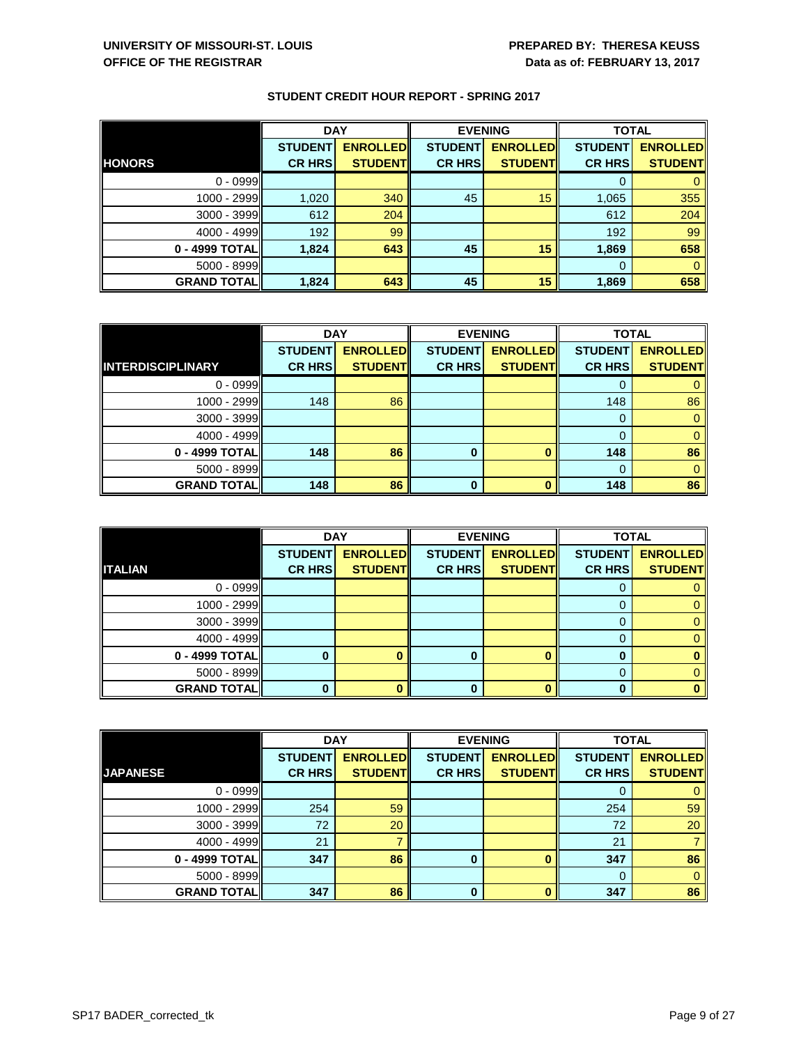## STUDENT CREDIT HOUR REPORT - SPRING 2017

| | DAY | | EVENING | | TOTAL | |
|---|---|---|---|---|---|---|
| **HONORS** | **STUDENT CR HRS** | **ENROLLED STUDENT** | **STUDENT CR HRS** | **ENROLLED STUDENT** | **STUDENT CR HRS** | **ENROLLED STUDENT** |
| 0 - 0999 | | | | | 0 | 0 |
| 1000 - 2999 | 1,020 | 340 | 45 | 15 | 1,065 | 355 |
| 3000 - 3999 | 612 | 204 | | | 612 | 204 |
| 4000 - 4999 | 192 | 99 | | | 192 | 99 |
| **0 - 4999 TOTAL** | **1,824** | **643** | **45** | **15** | **1,869** | **658** |
| 5000 - 8999 | | | | | 0 | 0 |
| **GRAND TOTAL** | **1,824** | **643** | **45** | **15** | **1,869** | **658** |

| | DAY | | EVENING | | TOTAL | |
|---|---|---|---|---|---|---|
| **INTERDISCIPLINARY** | **STUDENT CR HRS** | **ENROLLED STUDENT** | **STUDENT CR HRS** | **ENROLLED STUDENT** | **STUDENT CR HRS** | **ENROLLED STUDENT** |
| 0 - 0999 | | | | | 0 | 0 |
| 1000 - 2999 | 148 | 86 | | | 148 | 86 |
| 3000 - 3999 | | | | | 0 | 0 |
| 4000 - 4999 | | | | | 0 | 0 |
| **0 - 4999 TOTAL** | **148** | **86** | **0** | **0** | **148** | **86** |
| 5000 - 8999 | | | | | 0 | 0 |
| **GRAND TOTAL** | **148** | **86** | **0** | **0** | **148** | **86** |

| | DAY | | EVENING | | TOTAL | |
|---|---|---|---|---|---|---|
| **ITALIAN** | **STUDENT CR HRS** | **ENROLLED STUDENT** | **STUDENT CR HRS** | **ENROLLED STUDENT** | **STUDENT CR HRS** | **ENROLLED STUDENT** |
| 0 - 0999 | | | | | 0 | 0 |
| 1000 - 2999 | | | | | 0 | 0 |
| 3000 - 3999 | | | | | 0 | 0 |
| 4000 - 4999 | | | | | 0 | 0 |
| **0 - 4999 TOTAL** | **0** | **0** | **0** | **0** | **0** | **0** |
| 5000 - 8999 | | | | | 0 | 0 |
| **GRAND TOTAL** | **0** | **0** | **0** | **0** | **0** | **0** |

| | DAY | | EVENING | | TOTAL | |
|---|---|---|---|---|---|---|
| **JAPANESE** | **STUDENT CR HRS** | **ENROLLED STUDENT** | **STUDENT CR HRS** | **ENROLLED STUDENT** | **STUDENT CR HRS** | **ENROLLED STUDENT** |
| 0 - 0999 | | | | | 0 | 0 |
| 1000 - 2999 | 254 | 59 | | | 254 | 59 |
| 3000 - 3999 | 72 | 20 | | | 72 | 20 |
| 4000 - 4999 | 21 | 7 | | | 21 | 7 |
| **0 - 4999 TOTAL** | **347** | **86** | **0** | **0** | **347** | **86** |
| 5000 - 8999 | | | | | 0 | 0 |
| **GRAND TOTAL** | **347** | **86** | **0** | **0** | **347** | **86** |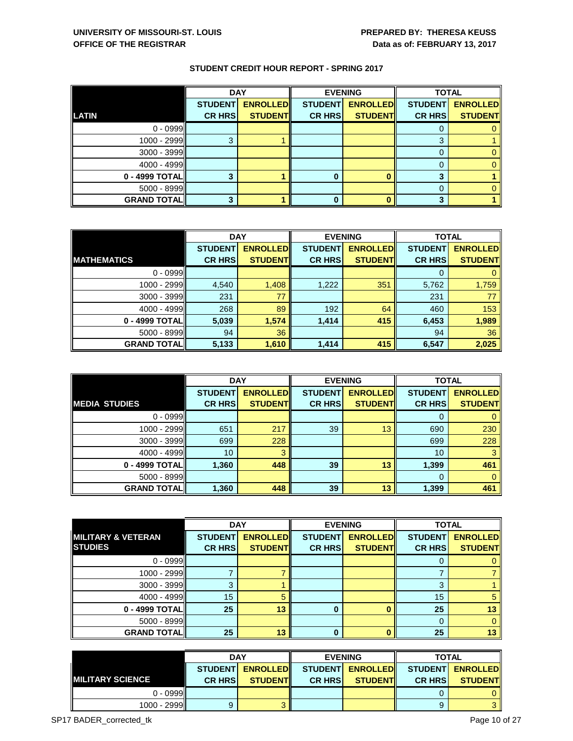**UNIVERSITY OF MISSOURI-ST. LOUIS**
**OFFICE OF THE REGISTRAR**

**PREPARED BY: THERESA KEUSS**
**Data as of: FEBRUARY 13, 2017**

## STUDENT CREDIT HOUR REPORT - SPRING 2017

| | DAY | | EVENING | | TOTAL | |
|---|---|---|---|---|---|---|
| **LATIN** | **STUDENT CR HRS** | **ENROLLED STUDENT** | **STUDENT CR HRS** | **ENROLLED STUDENT** | **STUDENT CR HRS** | **ENROLLED STUDENT** |
| 0 - 0999 | | | | | 0 | 0 |
| 1000 - 2999 | 3 | 1 | | | 3 | 1 |
| 3000 - 3999 | | | | | 0 | 0 |
| 4000 - 4999 | | | | | 0 | 0 |
| **0 - 4999 TOTAL** | **3** | **1** | **0** | **0** | **3** | **1** |
| 5000 - 8999 | | | | | 0 | 0 |
| **GRAND TOTAL** | **3** | **1** | **0** | **0** | **3** | **1** |

| | DAY | | EVENING | | TOTAL | |
|---|---|---|---|---|---|---|
| **MATHEMATICS** | **STUDENT CR HRS** | **ENROLLED STUDENT** | **STUDENT CR HRS** | **ENROLLED STUDENT** | **STUDENT CR HRS** | **ENROLLED STUDENT** |
| 0 - 0999 | | | | | 0 | 0 |
| 1000 - 2999 | 4,540 | 1,408 | 1,222 | 351 | 5,762 | 1,759 |
| 3000 - 3999 | 231 | 77 | | | 231 | 77 |
| 4000 - 4999 | 268 | 89 | 192 | 64 | 460 | 153 |
| **0 - 4999 TOTAL** | **5,039** | **1,574** | **1,414** | **415** | **6,453** | **1,989** |
| 5000 - 8999 | 94 | 36 | | | 94 | 36 |
| **GRAND TOTAL** | **5,133** | **1,610** | **1,414** | **415** | **6,547** | **2,025** |

| | DAY | | EVENING | | TOTAL | |
|---|---|---|---|---|---|---|
| **MEDIA STUDIES** | **STUDENT CR HRS** | **ENROLLED STUDENT** | **STUDENT CR HRS** | **ENROLLED STUDENT** | **STUDENT CR HRS** | **ENROLLED STUDENT** |
| 0 - 0999 | | | | | 0 | 0 |
| 1000 - 2999 | 651 | 217 | 39 | 13 | 690 | 230 |
| 3000 - 3999 | 699 | 228 | | | 699 | 228 |
| 4000 - 4999 | 10 | 3 | | | 10 | 3 |
| **0 - 4999 TOTAL** | **1,360** | **448** | **39** | **13** | **1,399** | **461** |
| 5000 - 8999 | | | | | 0 | 0 |
| **GRAND TOTAL** | **1,360** | **448** | **39** | **13** | **1,399** | **461** |

| | DAY | | EVENING | | TOTAL | |
|---|---|---|---|---|---|---|
| **MILITARY & VETERAN STUDIES** | **STUDENT CR HRS** | **ENROLLED STUDENT** | **STUDENT CR HRS** | **ENROLLED STUDENT** | **STUDENT CR HRS** | **ENROLLED STUDENT** |
| 0 - 0999 | | | | | 0 | 0 |
| 1000 - 2999 | 7 | 7 | | | 7 | 7 |
| 3000 - 3999 | 3 | 1 | | | 3 | 1 |
| 4000 - 4999 | 15 | 5 | | | 15 | 5 |
| **0 - 4999 TOTAL** | **25** | **13** | **0** | **0** | **25** | **13** |
| 5000 - 8999 | | | | | 0 | 0 |
| **GRAND TOTAL** | **25** | **13** | **0** | **0** | **25** | **13** |

| | DAY | | EVENING | | TOTAL | |
|---|---|---|---|---|---|---|
| **MILITARY SCIENCE** | **STUDENT CR HRS** | **ENROLLED STUDENT** | **STUDENT CR HRS** | **ENROLLED STUDENT** | **STUDENT CR HRS** | **ENROLLED STUDENT** |
| 0 - 0999 | | | | | 0 | 0 |
| 1000 - 2999 | 9 | 3 | | | 9 | 3 |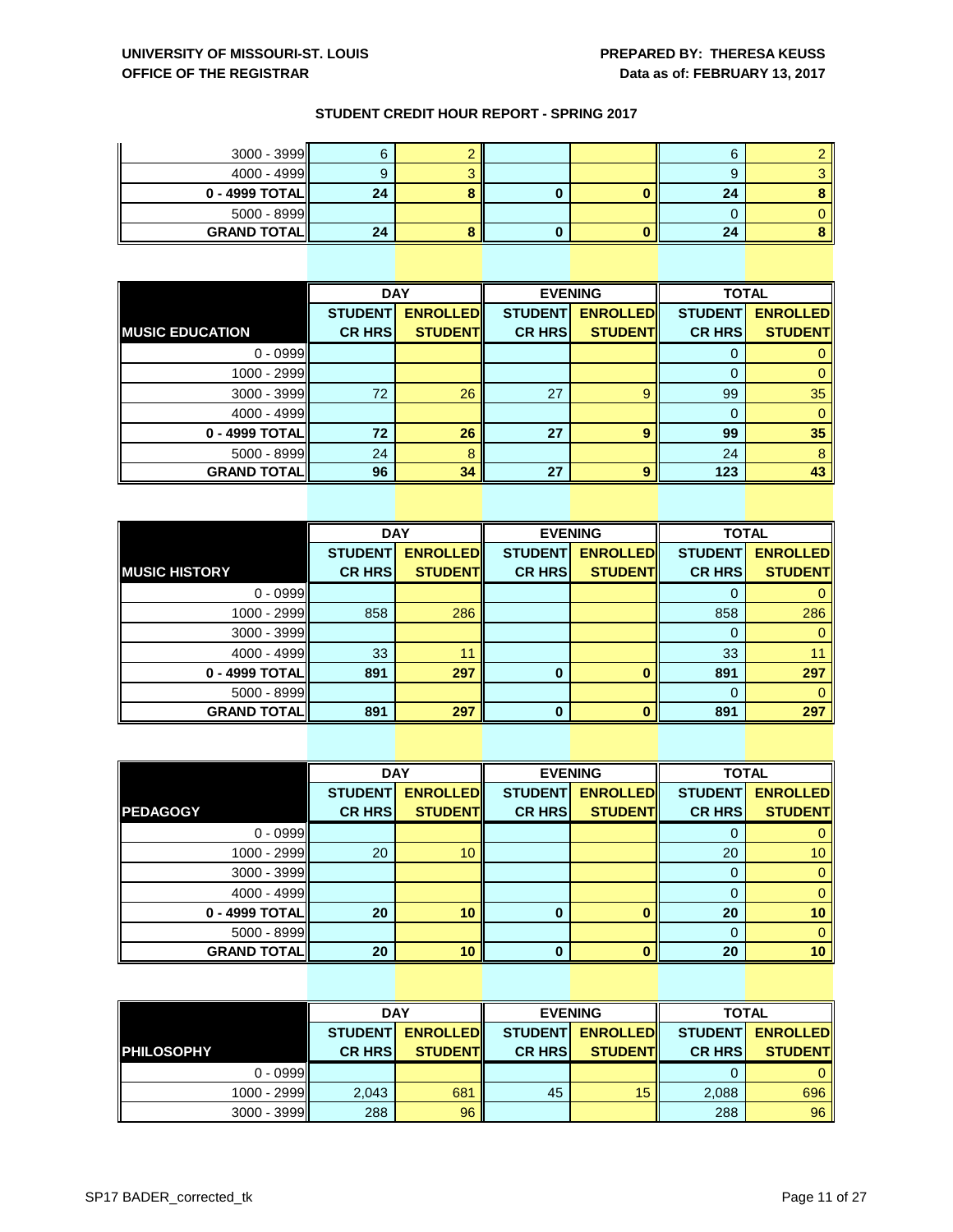**UNIVERSITY OF MISSOURI-ST. LOUIS**
**OFFICE OF THE REGISTRAR**

**PREPARED BY: THERESA KEUSS**
**Data as of: FEBRUARY 13, 2017**

**STUDENT CREDIT HOUR REPORT - SPRING 2017**

| | | | | | | |
|---|---|---|---|---|---|---|
| 3000 - 3999 | 6 | 2 | | | 6 | 2 |
| 4000 - 4999 | 9 | 3 | | | 9 | 3 |
| **0 - 4999 TOTAL** | **24** | **8** | **0** | **0** | **24** | **8** |
| 5000 - 8999 | | | | | 0 | 0 |
| **GRAND TOTAL** | **24** | **8** | **0** | **0** | **24** | **8** |

| | **DAY** | | **EVENING** | | **TOTAL** | |
|---|---|---|---|---|---|---|
| **MUSIC EDUCATION** | **STUDENT CR HRS** | **ENROLLED STUDENT** | **STUDENT CR HRS** | **ENROLLED STUDENT** | **STUDENT CR HRS** | **ENROLLED STUDENT** |
| 0 - 0999 | | | | | 0 | 0 |
| 1000 - 2999 | | | | | 0 | 0 |
| 3000 - 3999 | 72 | 26 | 27 | 9 | 99 | 35 |
| 4000 - 4999 | | | | | 0 | 0 |
| **0 - 4999 TOTAL** | **72** | **26** | **27** | **9** | **99** | **35** |
| 5000 - 8999 | 24 | 8 | | | 24 | 8 |
| **GRAND TOTAL** | **96** | **34** | **27** | **9** | **123** | **43** |

| | **DAY** | | **EVENING** | | **TOTAL** | |
|---|---|---|---|---|---|---|
| **MUSIC HISTORY** | **STUDENT CR HRS** | **ENROLLED STUDENT** | **STUDENT CR HRS** | **ENROLLED STUDENT** | **STUDENT CR HRS** | **ENROLLED STUDENT** |
| 0 - 0999 | | | | | 0 | 0 |
| 1000 - 2999 | 858 | 286 | | | 858 | 286 |
| 3000 - 3999 | | | | | 0 | 0 |
| 4000 - 4999 | 33 | 11 | | | 33 | 11 |
| **0 - 4999 TOTAL** | **891** | **297** | **0** | **0** | **891** | **297** |
| 5000 - 8999 | | | | | 0 | 0 |
| **GRAND TOTAL** | **891** | **297** | **0** | **0** | **891** | **297** |

| | **DAY** | | **EVENING** | | **TOTAL** | |
|---|---|---|---|---|---|---|
| **PEDAGOGY** | **STUDENT CR HRS** | **ENROLLED STUDENT** | **STUDENT CR HRS** | **ENROLLED STUDENT** | **STUDENT CR HRS** | **ENROLLED STUDENT** |
| 0 - 0999 | | | | | 0 | 0 |
| 1000 - 2999 | 20 | 10 | | | 20 | 10 |
| 3000 - 3999 | | | | | 0 | 0 |
| 4000 - 4999 | | | | | 0 | 0 |
| **0 - 4999 TOTAL** | **20** | **10** | **0** | **0** | **20** | **10** |
| 5000 - 8999 | | | | | 0 | 0 |
| **GRAND TOTAL** | **20** | **10** | **0** | **0** | **20** | **10** |

| | **DAY** | | **EVENING** | | **TOTAL** | |
|---|---|---|---|---|---|---|
| **PHILOSOPHY** | **STUDENT CR HRS** | **ENROLLED STUDENT** | **STUDENT CR HRS** | **ENROLLED STUDENT** | **STUDENT CR HRS** | **ENROLLED STUDENT** |
| 0 - 0999 | | | | | 0 | 0 |
| 1000 - 2999 | 2,043 | 681 | 45 | 15 | 2,088 | 696 |
| 3000 - 3999 | 288 | 96 | | | 288 | 96 |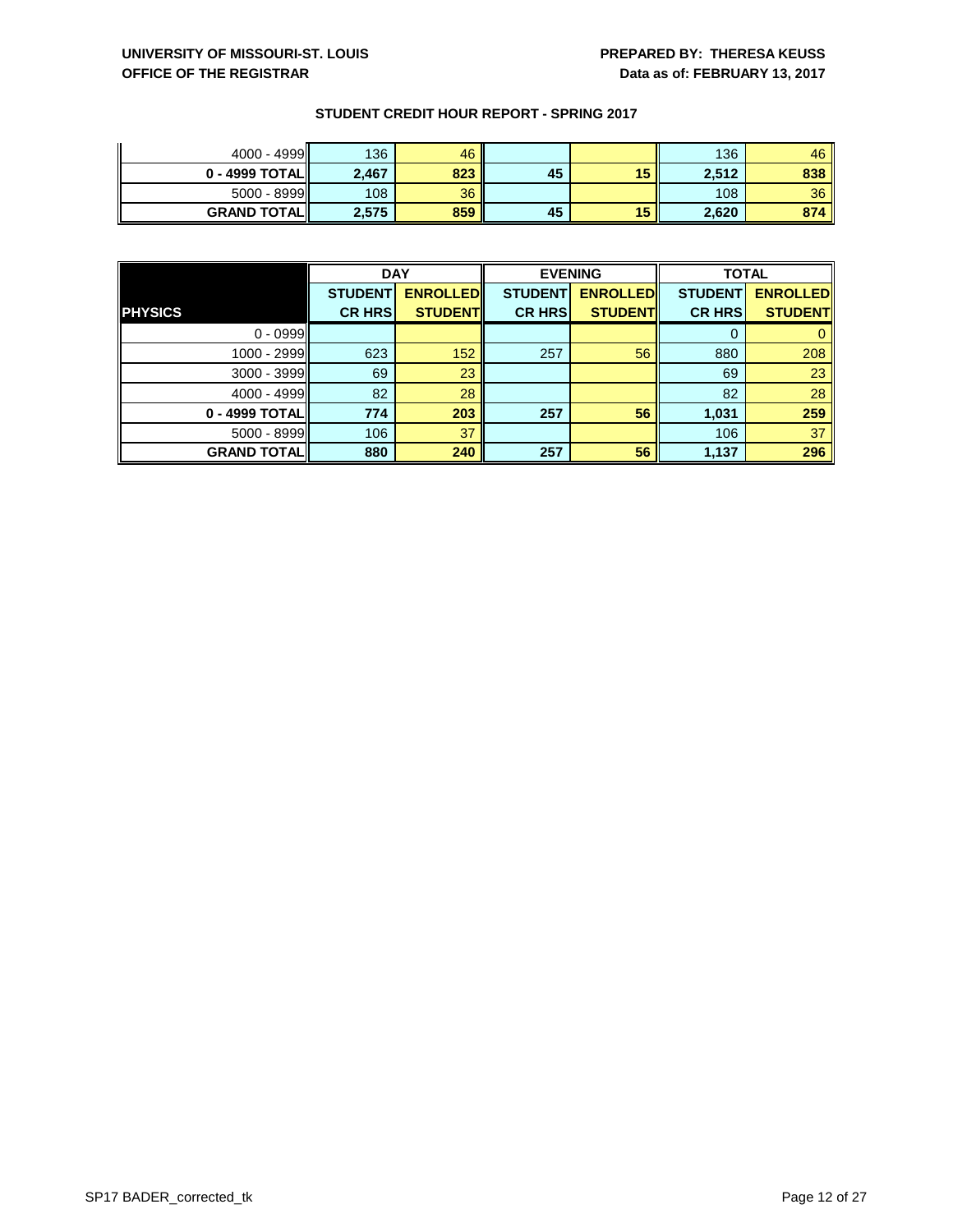UNIVERSITY OF MISSOURI-ST. LOUIS
OFFICE OF THE REGISTRAR

PREPARED BY: THERESA KEUSS
Data as of: FEBRUARY 13, 2017

## STUDENT CREDIT HOUR REPORT - SPRING 2017

| | | | | | | |
|---|---|---|---|---|---|---|
| 4000 - 4999 | 136 | 46 | | | 136 | 46 |
| **0 - 4999 TOTAL** | **2,467** | **823** | **45** | **15** | **2,512** | **838** |
| 5000 - 8999 | 108 | 36 | | | 108 | 36 |
| **GRAND TOTAL** | **2,575** | **859** | **45** | **15** | **2,620** | **874** |

| | DAY | | EVENING | | TOTAL | |
|---|---|---|---|---|---|---|
| **PHYSICS** | **STUDENT CR HRS** | **ENROLLED STUDENT** | **STUDENT CR HRS** | **ENROLLED STUDENT** | **STUDENT CR HRS** | **ENROLLED STUDENT** |
| 0 - 0999 | | | | | 0 | 0 |
| 1000 - 2999 | 623 | 152 | 257 | 56 | 880 | 208 |
| 3000 - 3999 | 69 | 23 | | | 69 | 23 |
| 4000 - 4999 | 82 | 28 | | | 82 | 28 |
| **0 - 4999 TOTAL** | **774** | **203** | **257** | **56** | **1,031** | **259** |
| 5000 - 8999 | 106 | 37 | | | 106 | 37 |
| **GRAND TOTAL** | **880** | **240** | **257** | **56** | **1,137** | **296** |

SP17 BADER_corrected_tk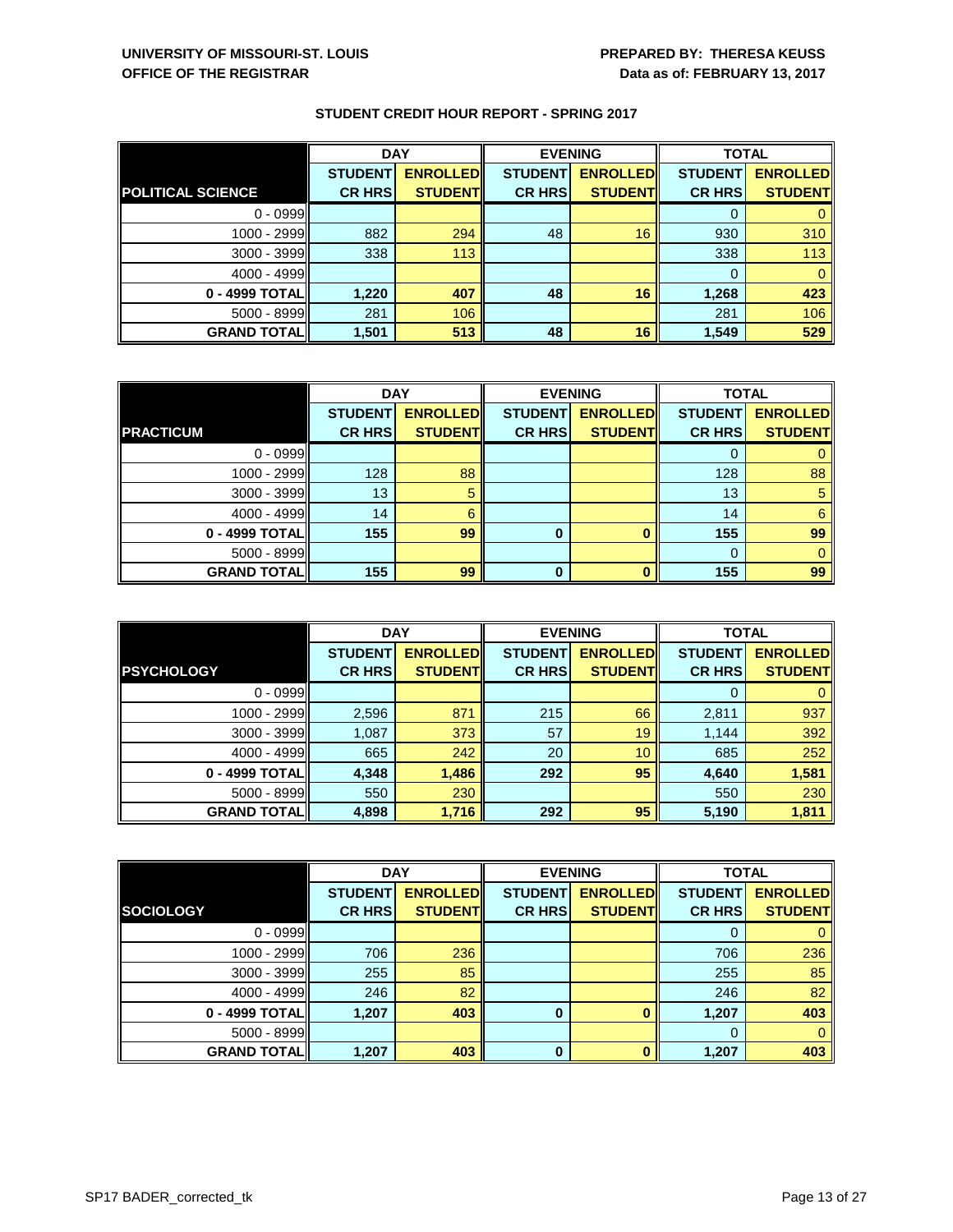**UNIVERSITY OF MISSOURI-ST. LOUIS**
**OFFICE OF THE REGISTRAR**

**PREPARED BY: THERESA KEUSS**
**Data as of: FEBRUARY 13, 2017**

## STUDENT CREDIT HOUR REPORT - SPRING 2017

| | DAY | | EVENING | | TOTAL | |
|---|---|---|---|---|---|---|
| **POLITICAL SCIENCE** | **STUDENT CR HRS** | **ENROLLED STUDENT** | **STUDENT CR HRS** | **ENROLLED STUDENT** | **STUDENT CR HRS** | **ENROLLED STUDENT** |
| 0 - 0999 | | | | | 0 | 0 |
| 1000 - 2999 | 882 | 294 | 48 | 16 | 930 | 310 |
| 3000 - 3999 | 338 | 113 | | | 338 | 113 |
| 4000 - 4999 | | | | | 0 | 0 |
| **0 - 4999 TOTAL** | **1,220** | **407** | **48** | **16** | **1,268** | **423** |
| 5000 - 8999 | 281 | 106 | | | 281 | 106 |
| **GRAND TOTAL** | **1,501** | **513** | **48** | **16** | **1,549** | **529** |

| | DAY | | EVENING | | TOTAL | |
|---|---|---|---|---|---|---|
| **PRACTICUM** | **STUDENT CR HRS** | **ENROLLED STUDENT** | **STUDENT CR HRS** | **ENROLLED STUDENT** | **STUDENT CR HRS** | **ENROLLED STUDENT** |
| 0 - 0999 | | | | | 0 | 0 |
| 1000 - 2999 | 128 | 88 | | | 128 | 88 |
| 3000 - 3999 | 13 | 5 | | | 13 | 5 |
| 4000 - 4999 | 14 | 6 | | | 14 | 6 |
| **0 - 4999 TOTAL** | **155** | **99** | **0** | **0** | **155** | **99** |
| 5000 - 8999 | | | | | 0 | 0 |
| **GRAND TOTAL** | **155** | **99** | **0** | **0** | **155** | **99** |

| | DAY | | EVENING | | TOTAL | |
|---|---|---|---|---|---|---|
| **PSYCHOLOGY** | **STUDENT CR HRS** | **ENROLLED STUDENT** | **STUDENT CR HRS** | **ENROLLED STUDENT** | **STUDENT CR HRS** | **ENROLLED STUDENT** |
| 0 - 0999 | | | | | 0 | 0 |
| 1000 - 2999 | 2,596 | 871 | 215 | 66 | 2,811 | 937 |
| 3000 - 3999 | 1,087 | 373 | 57 | 19 | 1,144 | 392 |
| 4000 - 4999 | 665 | 242 | 20 | 10 | 685 | 252 |
| **0 - 4999 TOTAL** | **4,348** | **1,486** | **292** | **95** | **4,640** | **1,581** |
| 5000 - 8999 | 550 | 230 | | | 550 | 230 |
| **GRAND TOTAL** | **4,898** | **1,716** | **292** | **95** | **5,190** | **1,811** |

| | DAY | | EVENING | | TOTAL | |
|---|---|---|---|---|---|---|
| **SOCIOLOGY** | **STUDENT CR HRS** | **ENROLLED STUDENT** | **STUDENT CR HRS** | **ENROLLED STUDENT** | **STUDENT CR HRS** | **ENROLLED STUDENT** |
| 0 - 0999 | | | | | 0 | 0 |
| 1000 - 2999 | 706 | 236 | | | 706 | 236 |
| 3000 - 3999 | 255 | 85 | | | 255 | 85 |
| 4000 - 4999 | 246 | 82 | | | 246 | 82 |
| **0 - 4999 TOTAL** | **1,207** | **403** | **0** | **0** | **1,207** | **403** |
| 5000 - 8999 | | | | | 0 | 0 |
| **GRAND TOTAL** | **1,207** | **403** | **0** | **0** | **1,207** | **403** |

SP17 BADER_corrected_tk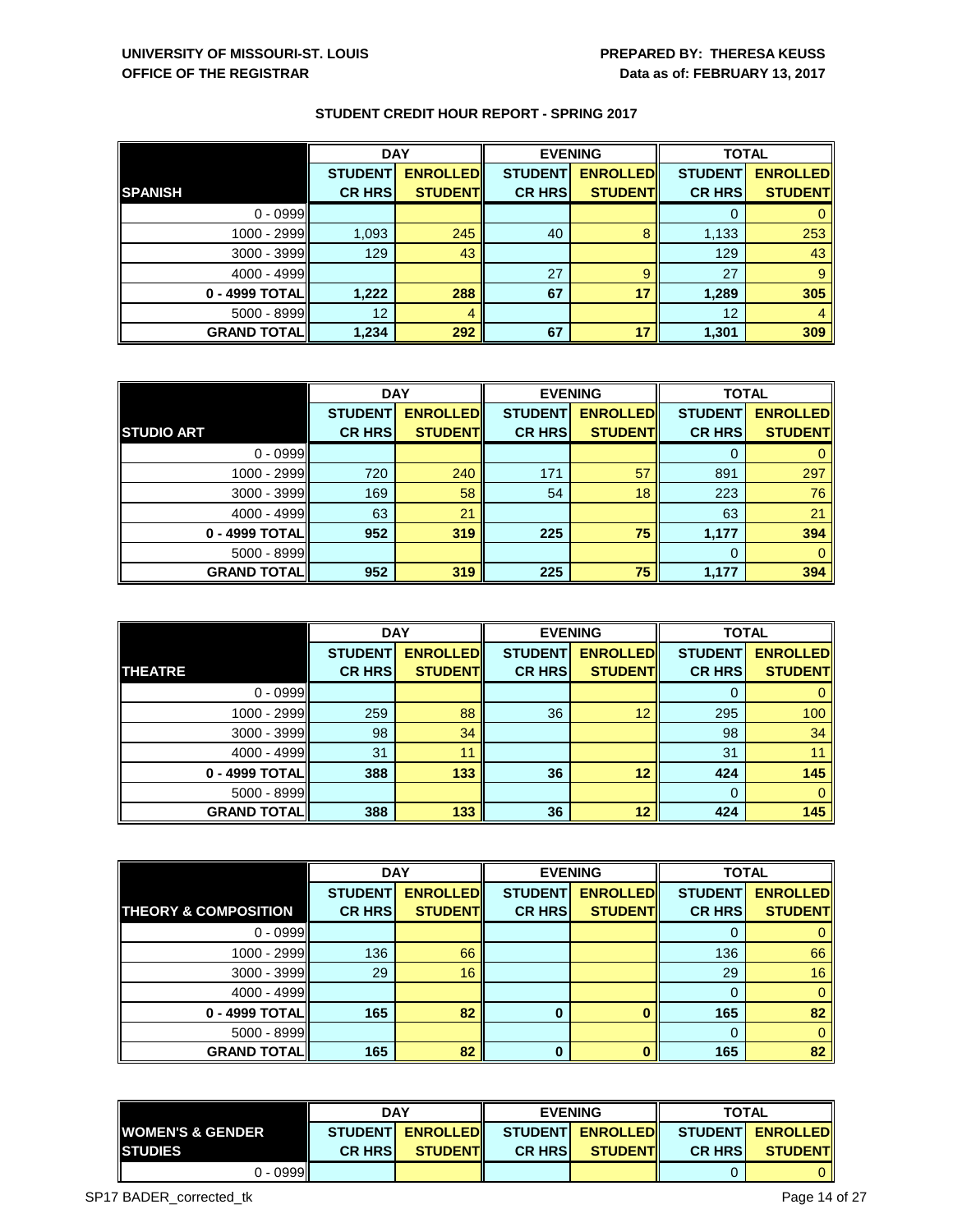**UNIVERSITY OF MISSOURI-ST. LOUIS**
**OFFICE OF THE REGISTRAR**

**PREPARED BY: THERESA KEUSS**
**Data as of: FEBRUARY 13, 2017**

## STUDENT CREDIT HOUR REPORT - SPRING 2017

| | DAY | | EVENING | | TOTAL | |
|---|---|---|---|---|---|---|
| **SPANISH** | **STUDENT CR HRS** | **ENROLLED STUDENT** | **STUDENT CR HRS** | **ENROLLED STUDENT** | **STUDENT CR HRS** | **ENROLLED STUDENT** |
| 0 - 0999 | | | | | 0 | 0 |
| 1000 - 2999 | 1,093 | 245 | 40 | 8 | 1,133 | 253 |
| 3000 - 3999 | 129 | 43 | | | 129 | 43 |
| 4000 - 4999 | | | 27 | 9 | 27 | 9 |
| **0 - 4999 TOTAL** | **1,222** | **288** | **67** | **17** | **1,289** | **305** |
| 5000 - 8999 | 12 | 4 | | | 12 | 4 |
| **GRAND TOTAL** | **1,234** | **292** | **67** | **17** | **1,301** | **309** |

| | DAY | | EVENING | | TOTAL | |
|---|---|---|---|---|---|---|
| **STUDIO ART** | **STUDENT CR HRS** | **ENROLLED STUDENT** | **STUDENT CR HRS** | **ENROLLED STUDENT** | **STUDENT CR HRS** | **ENROLLED STUDENT** |
| 0 - 0999 | | | | | 0 | 0 |
| 1000 - 2999 | 720 | 240 | 171 | 57 | 891 | 297 |
| 3000 - 3999 | 169 | 58 | 54 | 18 | 223 | 76 |
| 4000 - 4999 | 63 | 21 | | | 63 | 21 |
| **0 - 4999 TOTAL** | **952** | **319** | **225** | **75** | **1,177** | **394** |
| 5000 - 8999 | | | | | 0 | 0 |
| **GRAND TOTAL** | **952** | **319** | **225** | **75** | **1,177** | **394** |

| | DAY | | EVENING | | TOTAL | |
|---|---|---|---|---|---|---|
| **THEATRE** | **STUDENT CR HRS** | **ENROLLED STUDENT** | **STUDENT CR HRS** | **ENROLLED STUDENT** | **STUDENT CR HRS** | **ENROLLED STUDENT** |
| 0 - 0999 | | | | | 0 | 0 |
| 1000 - 2999 | 259 | 88 | 36 | 12 | 295 | 100 |
| 3000 - 3999 | 98 | 34 | | | 98 | 34 |
| 4000 - 4999 | 31 | 11 | | | 31 | 11 |
| **0 - 4999 TOTAL** | **388** | **133** | **36** | **12** | **424** | **145** |
| 5000 - 8999 | | | | | 0 | 0 |
| **GRAND TOTAL** | **388** | **133** | **36** | **12** | **424** | **145** |

| | DAY | | EVENING | | TOTAL | |
|---|---|---|---|---|---|---|
| **THEORY & COMPOSITION** | **STUDENT CR HRS** | **ENROLLED STUDENT** | **STUDENT CR HRS** | **ENROLLED STUDENT** | **STUDENT CR HRS** | **ENROLLED STUDENT** |
| 0 - 0999 | | | | | 0 | 0 |
| 1000 - 2999 | 136 | 66 | | | 136 | 66 |
| 3000 - 3999 | 29 | 16 | | | 29 | 16 |
| 4000 - 4999 | | | | | 0 | 0 |
| **0 - 4999 TOTAL** | **165** | **82** | **0** | **0** | **165** | **82** |
| 5000 - 8999 | | | | | 0 | 0 |
| **GRAND TOTAL** | **165** | **82** | **0** | **0** | **165** | **82** |

| | DAY | | EVENING | | TOTAL | |
|---|---|---|---|---|---|---|
| **WOMEN'S & GENDER STUDIES** | **STUDENT CR HRS** | **ENROLLED STUDENT** | **STUDENT CR HRS** | **ENROLLED STUDENT** | **STUDENT CR HRS** | **ENROLLED STUDENT** |
| 0 - 0999 | | | | | 0 | 0 |

SP17 BADER_corrected_tk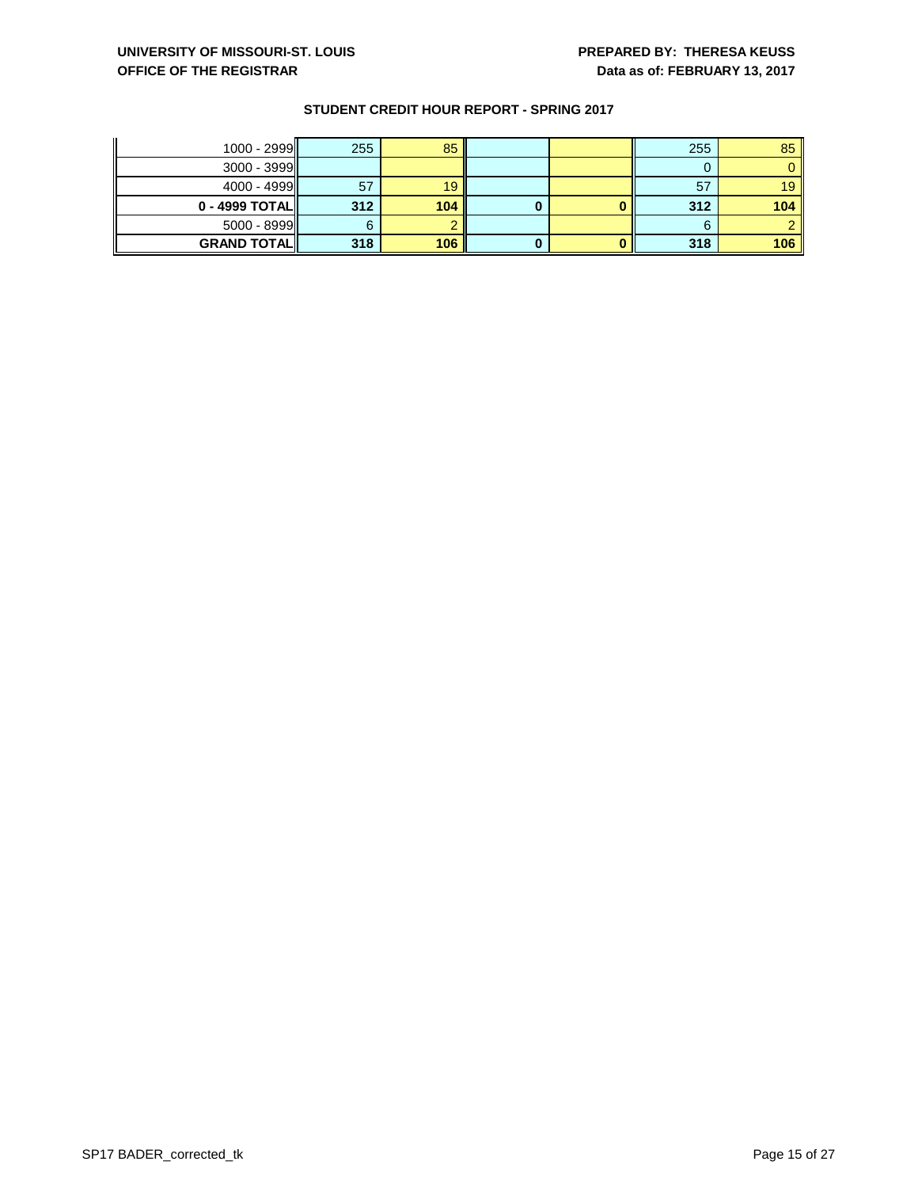## STUDENT CREDIT HOUR REPORT - SPRING 2017

| | | | | | | |
|---|---|---|---|---|---|---|
| 1000 - 2999 | 255 | 85 | | | 255 | 85 |
| 3000 - 3999 | | | | | 0 | 0 |
| 4000 - 4999 | 57 | 19 | | | 57 | 19 |
| **0 - 4999 TOTAL** | **312** | **104** | **0** | **0** | **312** | **104** |
| 5000 - 8999 | 6 | 2 | | | 6 | 2 |
| **GRAND TOTAL** | **318** | **106** | **0** | **0** | **318** | **106** |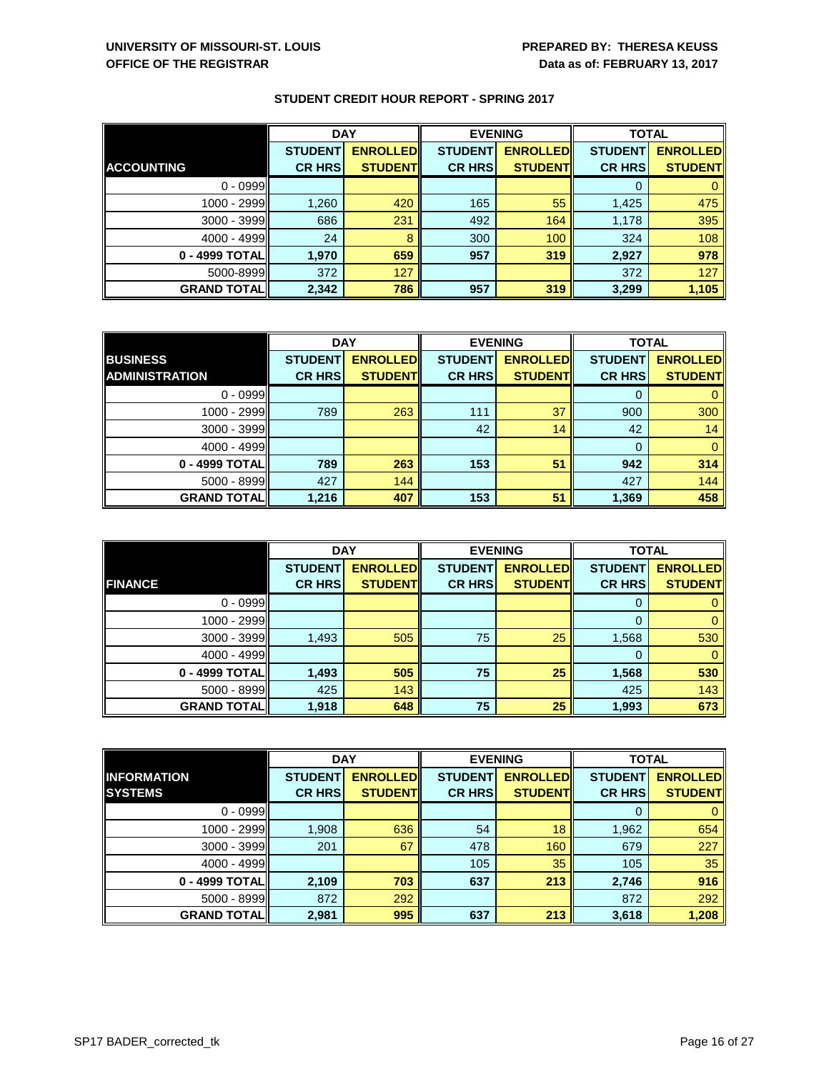**UNIVERSITY OF MISSOURI-ST. LOUIS**
**OFFICE OF THE REGISTRAR**

**PREPARED BY: THERESA KEUSS**
**Data as of: FEBRUARY 13, 2017**

## STUDENT CREDIT HOUR REPORT - SPRING 2017

| | DAY | | EVENING | | TOTAL | |
|---|---|---|---|---|---|---|
| **ACCOUNTING** | **STUDENT CR HRS** | **ENROLLED STUDENT** | **STUDENT CR HRS** | **ENROLLED STUDENT** | **STUDENT CR HRS** | **ENROLLED STUDENT** |
| 0 - 0999 | | | | | 0 | 0 |
| 1000 - 2999 | 1,260 | 420 | 165 | 55 | 1,425 | 475 |
| 3000 - 3999 | 686 | 231 | 492 | 164 | 1,178 | 395 |
| 4000 - 4999 | 24 | 8 | 300 | 100 | 324 | 108 |
| **0 - 4999 TOTAL** | **1,970** | **659** | **957** | **319** | **2,927** | **978** |
| 5000-8999 | 372 | 127 | | | 372 | 127 |
| **GRAND TOTAL** | **2,342** | **786** | **957** | **319** | **3,299** | **1,105** |

| | DAY | | EVENING | | TOTAL | |
|---|---|---|---|---|---|---|
| **BUSINESS ADMINISTRATION** | **STUDENT CR HRS** | **ENROLLED STUDENT** | **STUDENT CR HRS** | **ENROLLED STUDENT** | **STUDENT CR HRS** | **ENROLLED STUDENT** |
| 0 - 0999 | | | | | 0 | 0 |
| 1000 - 2999 | 789 | 263 | 111 | 37 | 900 | 300 |
| 3000 - 3999 | | | 42 | 14 | 42 | 14 |
| 4000 - 4999 | | | | | 0 | 0 |
| **0 - 4999 TOTAL** | **789** | **263** | **153** | **51** | **942** | **314** |
| 5000 - 8999 | 427 | 144 | | | 427 | 144 |
| **GRAND TOTAL** | **1,216** | **407** | **153** | **51** | **1,369** | **458** |

| | DAY | | EVENING | | TOTAL | |
|---|---|---|---|---|---|---|
| **FINANCE** | **STUDENT CR HRS** | **ENROLLED STUDENT** | **STUDENT CR HRS** | **ENROLLED STUDENT** | **STUDENT CR HRS** | **ENROLLED STUDENT** |
| 0 - 0999 | | | | | 0 | 0 |
| 1000 - 2999 | | | | | 0 | 0 |
| 3000 - 3999 | 1,493 | 505 | 75 | 25 | 1,568 | 530 |
| 4000 - 4999 | | | | | 0 | 0 |
| **0 - 4999 TOTAL** | **1,493** | **505** | **75** | **25** | **1,568** | **530** |
| 5000 - 8999 | 425 | 143 | | | 425 | 143 |
| **GRAND TOTAL** | **1,918** | **648** | **75** | **25** | **1,993** | **673** |

| | DAY | | EVENING | | TOTAL | |
|---|---|---|---|---|---|---|
| **INFORMATION SYSTEMS** | **STUDENT CR HRS** | **ENROLLED STUDENT** | **STUDENT CR HRS** | **ENROLLED STUDENT** | **STUDENT CR HRS** | **ENROLLED STUDENT** |
| 0 - 0999 | | | | | 0 | 0 |
| 1000 - 2999 | 1,908 | 636 | 54 | 18 | 1,962 | 654 |
| 3000 - 3999 | 201 | 67 | 478 | 160 | 679 | 227 |
| 4000 - 4999 | | | 105 | 35 | 105 | 35 |
| **0 - 4999 TOTAL** | **2,109** | **703** | **637** | **213** | **2,746** | **916** |
| 5000 - 8999 | 872 | 292 | | | 872 | 292 |
| **GRAND TOTAL** | **2,981** | **995** | **637** | **213** | **3,618** | **1,208** |

SP17 BADER_corrected_tk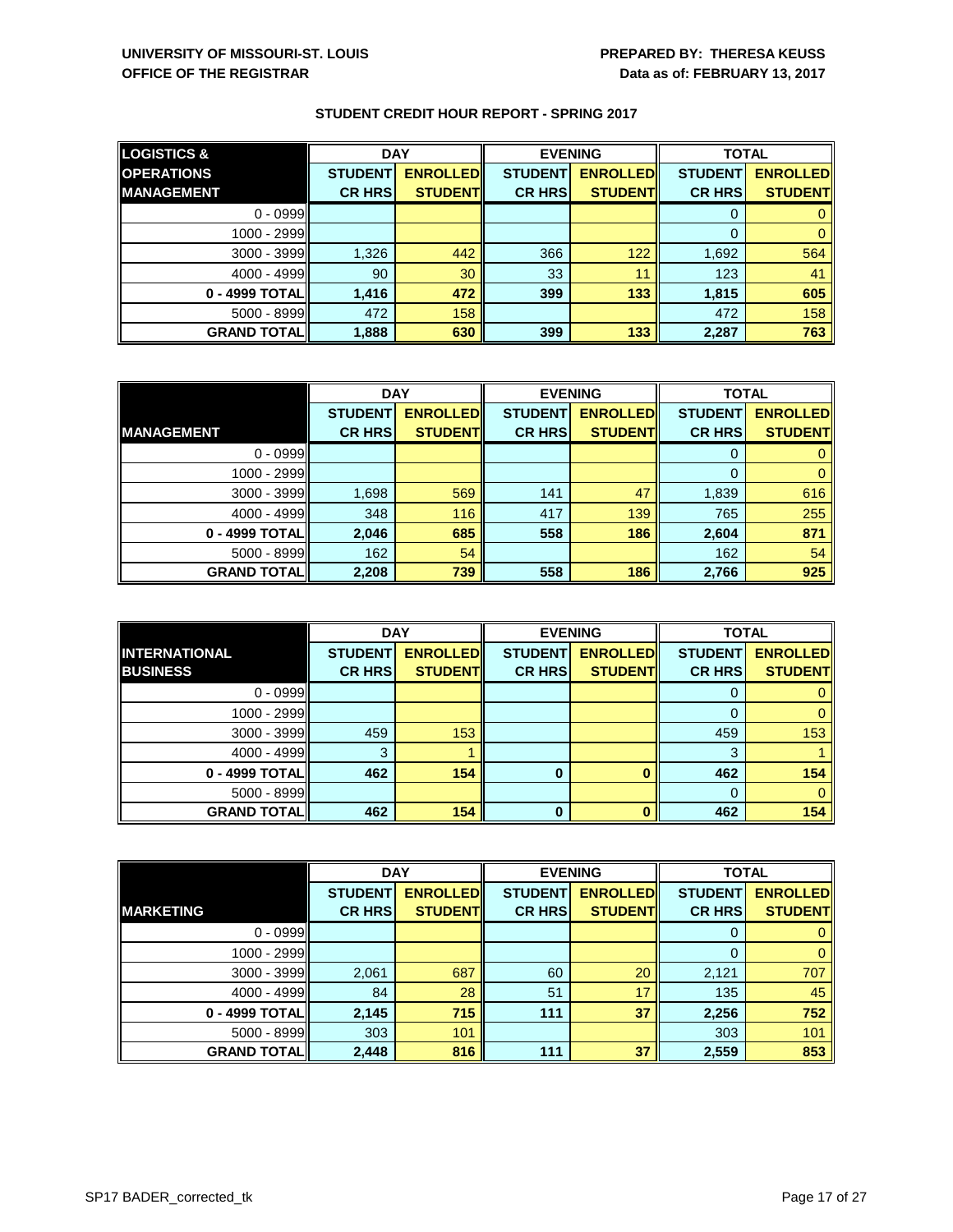**UNIVERSITY OF MISSOURI-ST. LOUIS**
**OFFICE OF THE REGISTRAR**

**PREPARED BY: THERESA KEUSS**
**Data as of: FEBRUARY 13, 2017**

## STUDENT CREDIT HOUR REPORT - SPRING 2017

| LOGISTICS & OPERATIONS MANAGEMENT | DAY | | EVENING | | TOTAL | |
|---|---|---|---|---|---|---|
| | STUDENT CR HRS | ENROLLED STUDENT | STUDENT CR HRS | ENROLLED STUDENT | STUDENT CR HRS | ENROLLED STUDENT |
| 0 - 0999 | | | | | 0 | 0 |
| 1000 - 2999 | | | | | 0 | 0 |
| 3000 - 3999 | 1,326 | 442 | 366 | 122 | 1,692 | 564 |
| 4000 - 4999 | 90 | 30 | 33 | 11 | 123 | 41 |
| **0 - 4999 TOTAL** | **1,416** | **472** | **399** | **133** | **1,815** | **605** |
| 5000 - 8999 | 472 | 158 | | | 472 | 158 |
| **GRAND TOTAL** | **1,888** | **630** | **399** | **133** | **2,287** | **763** |

| MANAGEMENT | DAY | | EVENING | | TOTAL | |
|---|---|---|---|---|---|---|
| | STUDENT CR HRS | ENROLLED STUDENT | STUDENT CR HRS | ENROLLED STUDENT | STUDENT CR HRS | ENROLLED STUDENT |
| 0 - 0999 | | | | | 0 | 0 |
| 1000 - 2999 | | | | | 0 | 0 |
| 3000 - 3999 | 1,698 | 569 | 141 | 47 | 1,839 | 616 |
| 4000 - 4999 | 348 | 116 | 417 | 139 | 765 | 255 |
| **0 - 4999 TOTAL** | **2,046** | **685** | **558** | **186** | **2,604** | **871** |
| 5000 - 8999 | 162 | 54 | | | 162 | 54 |
| **GRAND TOTAL** | **2,208** | **739** | **558** | **186** | **2,766** | **925** |

| INTERNATIONAL BUSINESS | DAY | | EVENING | | TOTAL | |
|---|---|---|---|---|---|---|
| | STUDENT CR HRS | ENROLLED STUDENT | STUDENT CR HRS | ENROLLED STUDENT | STUDENT CR HRS | ENROLLED STUDENT |
| 0 - 0999 | | | | | 0 | 0 |
| 1000 - 2999 | | | | | 0 | 0 |
| 3000 - 3999 | 459 | 153 | | | 459 | 153 |
| 4000 - 4999 | 3 | 1 | | | 3 | 1 |
| **0 - 4999 TOTAL** | **462** | **154** | **0** | **0** | **462** | **154** |
| 5000 - 8999 | | | | | 0 | 0 |
| **GRAND TOTAL** | **462** | **154** | **0** | **0** | **462** | **154** |

| MARKETING | DAY | | EVENING | | TOTAL | |
|---|---|---|---|---|---|---|
| | STUDENT CR HRS | ENROLLED STUDENT | STUDENT CR HRS | ENROLLED STUDENT | STUDENT CR HRS | ENROLLED STUDENT |
| 0 - 0999 | | | | | 0 | 0 |
| 1000 - 2999 | | | | | 0 | 0 |
| 3000 - 3999 | 2,061 | 687 | 60 | 20 | 2,121 | 707 |
| 4000 - 4999 | 84 | 28 | 51 | 17 | 135 | 45 |
| **0 - 4999 TOTAL** | **2,145** | **715** | **111** | **37** | **2,256** | **752** |
| 5000 - 8999 | 303 | 101 | | | 303 | 101 |
| **GRAND TOTAL** | **2,448** | **816** | **111** | **37** | **2,559** | **853** |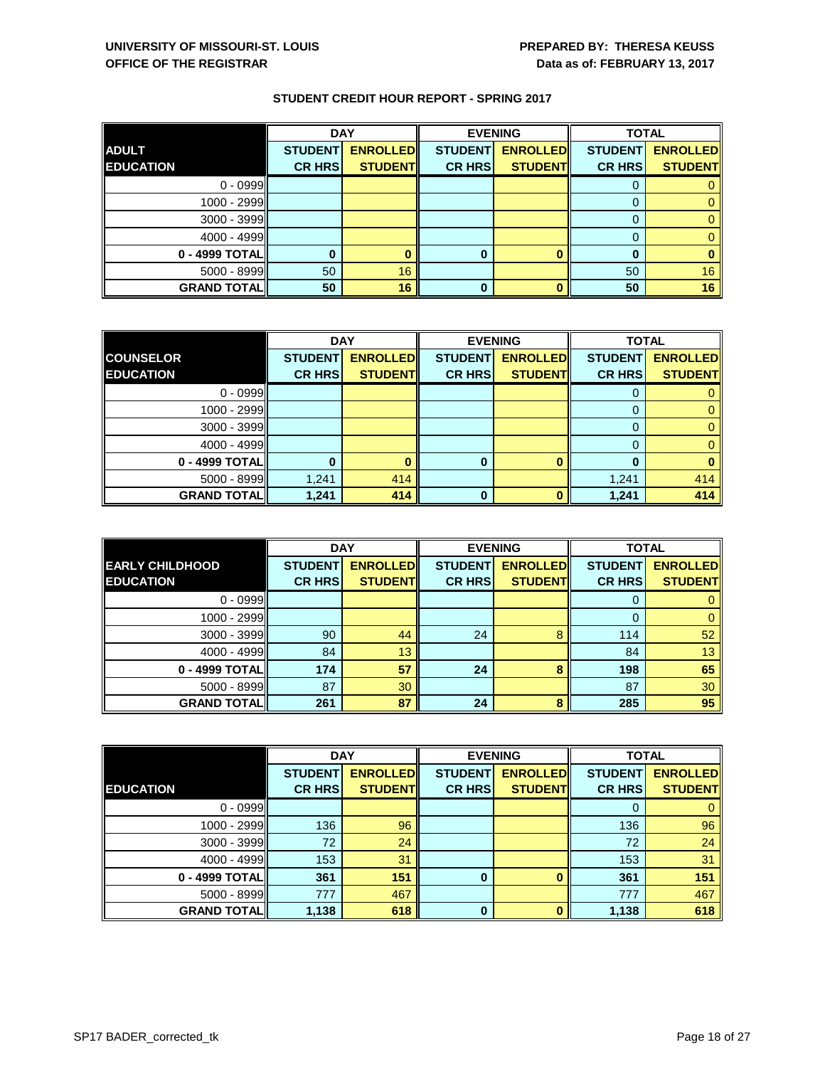**UNIVERSITY OF MISSOURI-ST. LOUIS**
**OFFICE OF THE REGISTRAR**

**PREPARED BY: THERESA KEUSS**
**Data as of: FEBRUARY 13, 2017**

## STUDENT CREDIT HOUR REPORT - SPRING 2017

| ADULT EDUCATION | DAY | | EVENING | | TOTAL | |
|---|---|---|---|---|---|---|
| | STUDENT CR HRS | ENROLLED STUDENT | STUDENT CR HRS | ENROLLED STUDENT | STUDENT CR HRS | ENROLLED STUDENT |
| 0 - 0999 | | | | | 0 | 0 |
| 1000 - 2999 | | | | | 0 | 0 |
| 3000 - 3999 | | | | | 0 | 0 |
| 4000 - 4999 | | | | | 0 | 0 |
| **0 - 4999 TOTAL** | **0** | **0** | **0** | **0** | **0** | **0** |
| 5000 - 8999 | 50 | 16 | | | 50 | 16 |
| **GRAND TOTAL** | **50** | **16** | **0** | **0** | **50** | **16** |

| COUNSELOR EDUCATION | DAY | | EVENING | | TOTAL | |
|---|---|---|---|---|---|---|
| | STUDENT CR HRS | ENROLLED STUDENT | STUDENT CR HRS | ENROLLED STUDENT | STUDENT CR HRS | ENROLLED STUDENT |
| 0 - 0999 | | | | | 0 | 0 |
| 1000 - 2999 | | | | | 0 | 0 |
| 3000 - 3999 | | | | | 0 | 0 |
| 4000 - 4999 | | | | | 0 | 0 |
| **0 - 4999 TOTAL** | **0** | **0** | **0** | **0** | **0** | **0** |
| 5000 - 8999 | 1,241 | 414 | | | 1,241 | 414 |
| **GRAND TOTAL** | **1,241** | **414** | **0** | **0** | **1,241** | **414** |

| EARLY CHILDHOOD EDUCATION | DAY | | EVENING | | TOTAL | |
|---|---|---|---|---|---|---|
| | STUDENT CR HRS | ENROLLED STUDENT | STUDENT CR HRS | ENROLLED STUDENT | STUDENT CR HRS | ENROLLED STUDENT |
| 0 - 0999 | | | | | 0 | 0 |
| 1000 - 2999 | | | | | 0 | 0 |
| 3000 - 3999 | 90 | 44 | 24 | 8 | 114 | 52 |
| 4000 - 4999 | 84 | 13 | | | 84 | 13 |
| **0 - 4999 TOTAL** | **174** | **57** | **24** | **8** | **198** | **65** |
| 5000 - 8999 | 87 | 30 | | | 87 | 30 |
| **GRAND TOTAL** | **261** | **87** | **24** | **8** | **285** | **95** |

| EDUCATION | DAY | | EVENING | | TOTAL | |
|---|---|---|---|---|---|---|
| | STUDENT CR HRS | ENROLLED STUDENT | STUDENT CR HRS | ENROLLED STUDENT | STUDENT CR HRS | ENROLLED STUDENT |
| 0 - 0999 | | | | | 0 | 0 |
| 1000 - 2999 | 136 | 96 | | | 136 | 96 |
| 3000 - 3999 | 72 | 24 | | | 72 | 24 |
| 4000 - 4999 | 153 | 31 | | | 153 | 31 |
| **0 - 4999 TOTAL** | **361** | **151** | **0** | **0** | **361** | **151** |
| 5000 - 8999 | 777 | 467 | | | 777 | 467 |
| **GRAND TOTAL** | **1,138** | **618** | **0** | **0** | **1,138** | **618** |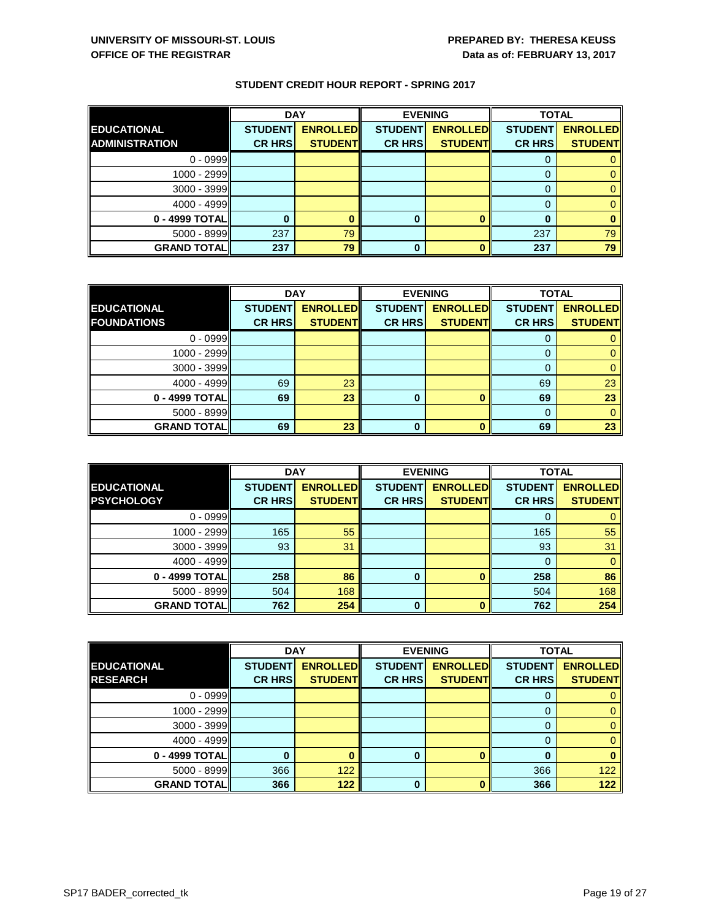UNIVERSITY OF MISSOURI-ST. LOUIS
OFFICE OF THE REGISTRAR

PREPARED BY: THERESA KEUSS
Data as of: FEBRUARY 13, 2017

## STUDENT CREDIT HOUR REPORT - SPRING 2017

| | DAY | | EVENING | | TOTAL | |
|---|---|---|---|---|---|---|
| **EDUCATIONAL ADMINISTRATION** | **STUDENT CR HRS** | **ENROLLED STUDENT** | **STUDENT CR HRS** | **ENROLLED STUDENT** | **STUDENT CR HRS** | **ENROLLED STUDENT** |
| 0 - 0999 | | | | | 0 | 0 |
| 1000 - 2999 | | | | | 0 | 0 |
| 3000 - 3999 | | | | | 0 | 0 |
| 4000 - 4999 | | | | | 0 | 0 |
| **0 - 4999 TOTAL** | **0** | **0** | **0** | **0** | **0** | **0** |
| 5000 - 8999 | 237 | 79 | | | 237 | 79 |
| **GRAND TOTAL** | **237** | **79** | **0** | **0** | **237** | **79** |

| | DAY | | EVENING | | TOTAL | |
|---|---|---|---|---|---|---|
| **EDUCATIONAL FOUNDATIONS** | **STUDENT CR HRS** | **ENROLLED STUDENT** | **STUDENT CR HRS** | **ENROLLED STUDENT** | **STUDENT CR HRS** | **ENROLLED STUDENT** |
| 0 - 0999 | | | | | 0 | 0 |
| 1000 - 2999 | | | | | 0 | 0 |
| 3000 - 3999 | | | | | 0 | 0 |
| 4000 - 4999 | 69 | 23 | | | 69 | 23 |
| **0 - 4999 TOTAL** | **69** | **23** | **0** | **0** | **69** | **23** |
| 5000 - 8999 | | | | | 0 | 0 |
| **GRAND TOTAL** | **69** | **23** | **0** | **0** | **69** | **23** |

| | DAY | | EVENING | | TOTAL | |
|---|---|---|---|---|---|---|
| **EDUCATIONAL PSYCHOLOGY** | **STUDENT CR HRS** | **ENROLLED STUDENT** | **STUDENT CR HRS** | **ENROLLED STUDENT** | **STUDENT CR HRS** | **ENROLLED STUDENT** |
| 0 - 0999 | | | | | 0 | 0 |
| 1000 - 2999 | 165 | 55 | | | 165 | 55 |
| 3000 - 3999 | 93 | 31 | | | 93 | 31 |
| 4000 - 4999 | | | | | 0 | 0 |
| **0 - 4999 TOTAL** | **258** | **86** | **0** | **0** | **258** | **86** |
| 5000 - 8999 | 504 | 168 | | | 504 | 168 |
| **GRAND TOTAL** | **762** | **254** | **0** | **0** | **762** | **254** |

| | DAY | | EVENING | | TOTAL | |
|---|---|---|---|---|---|---|
| **EDUCATIONAL RESEARCH** | **STUDENT CR HRS** | **ENROLLED STUDENT** | **STUDENT CR HRS** | **ENROLLED STUDENT** | **STUDENT CR HRS** | **ENROLLED STUDENT** |
| 0 - 0999 | | | | | 0 | 0 |
| 1000 - 2999 | | | | | 0 | 0 |
| 3000 - 3999 | | | | | 0 | 0 |
| 4000 - 4999 | | | | | 0 | 0 |
| **0 - 4999 TOTAL** | **0** | **0** | **0** | **0** | **0** | **0** |
| 5000 - 8999 | 366 | 122 | | | 366 | 122 |
| **GRAND TOTAL** | **366** | **122** | **0** | **0** | **366** | **122** |

SP17 BADER_corrected_tk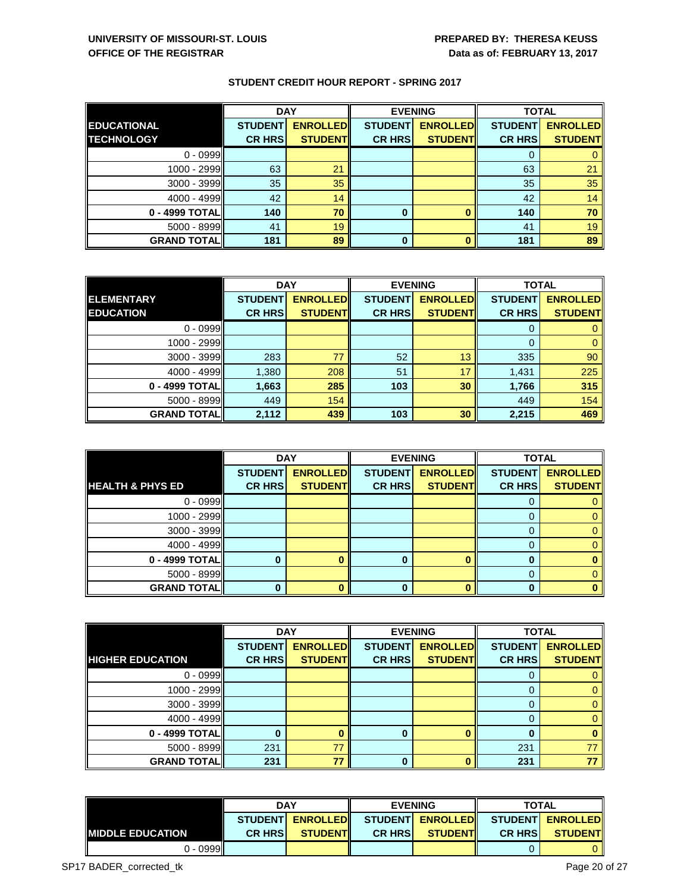**UNIVERSITY OF MISSOURI-ST. LOUIS**
**OFFICE OF THE REGISTRAR**

**PREPARED BY: THERESA KEUSS**
**Data as of: FEBRUARY 13, 2017**

## STUDENT CREDIT HOUR REPORT - SPRING 2017

| EDUCATIONAL TECHNOLOGY | DAY | | EVENING | | TOTAL | |
|---|---|---|---|---|---|---|
| | STUDENT CR HRS | ENROLLED STUDENT | STUDENT CR HRS | ENROLLED STUDENT | STUDENT CR HRS | ENROLLED STUDENT |
| 0 - 0999 | | | | | 0 | 0 |
| 1000 - 2999 | 63 | 21 | | | 63 | 21 |
| 3000 - 3999 | 35 | 35 | | | 35 | 35 |
| 4000 - 4999 | 42 | 14 | | | 42 | 14 |
| **0 - 4999 TOTAL** | **140** | **70** | **0** | **0** | **140** | **70** |
| 5000 - 8999 | 41 | 19 | | | 41 | 19 |
| **GRAND TOTAL** | **181** | **89** | **0** | **0** | **181** | **89** |

| ELEMENTARY EDUCATION | DAY | | EVENING | | TOTAL | |
|---|---|---|---|---|---|---|
| | STUDENT CR HRS | ENROLLED STUDENT | STUDENT CR HRS | ENROLLED STUDENT | STUDENT CR HRS | ENROLLED STUDENT |
| 0 - 0999 | | | | | 0 | 0 |
| 1000 - 2999 | | | | | 0 | 0 |
| 3000 - 3999 | 283 | 77 | 52 | 13 | 335 | 90 |
| 4000 - 4999 | 1,380 | 208 | 51 | 17 | 1,431 | 225 |
| **0 - 4999 TOTAL** | **1,663** | **285** | **103** | **30** | **1,766** | **315** |
| 5000 - 8999 | 449 | 154 | | | 449 | 154 |
| **GRAND TOTAL** | **2,112** | **439** | **103** | **30** | **2,215** | **469** |

| HEALTH & PHYS ED | DAY | | EVENING | | TOTAL | |
|---|---|---|---|---|---|---|
| | STUDENT CR HRS | ENROLLED STUDENT | STUDENT CR HRS | ENROLLED STUDENT | STUDENT CR HRS | ENROLLED STUDENT |
| 0 - 0999 | | | | | 0 | 0 |
| 1000 - 2999 | | | | | 0 | 0 |
| 3000 - 3999 | | | | | 0 | 0 |
| 4000 - 4999 | | | | | 0 | 0 |
| **0 - 4999 TOTAL** | **0** | **0** | **0** | **0** | **0** | **0** |
| 5000 - 8999 | | | | | 0 | 0 |
| **GRAND TOTAL** | **0** | **0** | **0** | **0** | **0** | **0** |

| HIGHER EDUCATION | DAY | | EVENING | | TOTAL | |
|---|---|---|---|---|---|---|
| | STUDENT CR HRS | ENROLLED STUDENT | STUDENT CR HRS | ENROLLED STUDENT | STUDENT CR HRS | ENROLLED STUDENT |
| 0 - 0999 | | | | | 0 | 0 |
| 1000 - 2999 | | | | | 0 | 0 |
| 3000 - 3999 | | | | | 0 | 0 |
| 4000 - 4999 | | | | | 0 | 0 |
| **0 - 4999 TOTAL** | **0** | **0** | **0** | **0** | **0** | **0** |
| 5000 - 8999 | 231 | 77 | | | 231 | 77 |
| **GRAND TOTAL** | **231** | **77** | **0** | **0** | **231** | **77** |

| MIDDLE EDUCATION | DAY | | EVENING | | TOTAL | |
|---|---|---|---|---|---|---|
| | STUDENT CR HRS | ENROLLED STUDENT | STUDENT CR HRS | ENROLLED STUDENT | STUDENT CR HRS | ENROLLED STUDENT |
| 0 - 0999 | | | | | 0 | 0 |

SP17 BADER_corrected_tk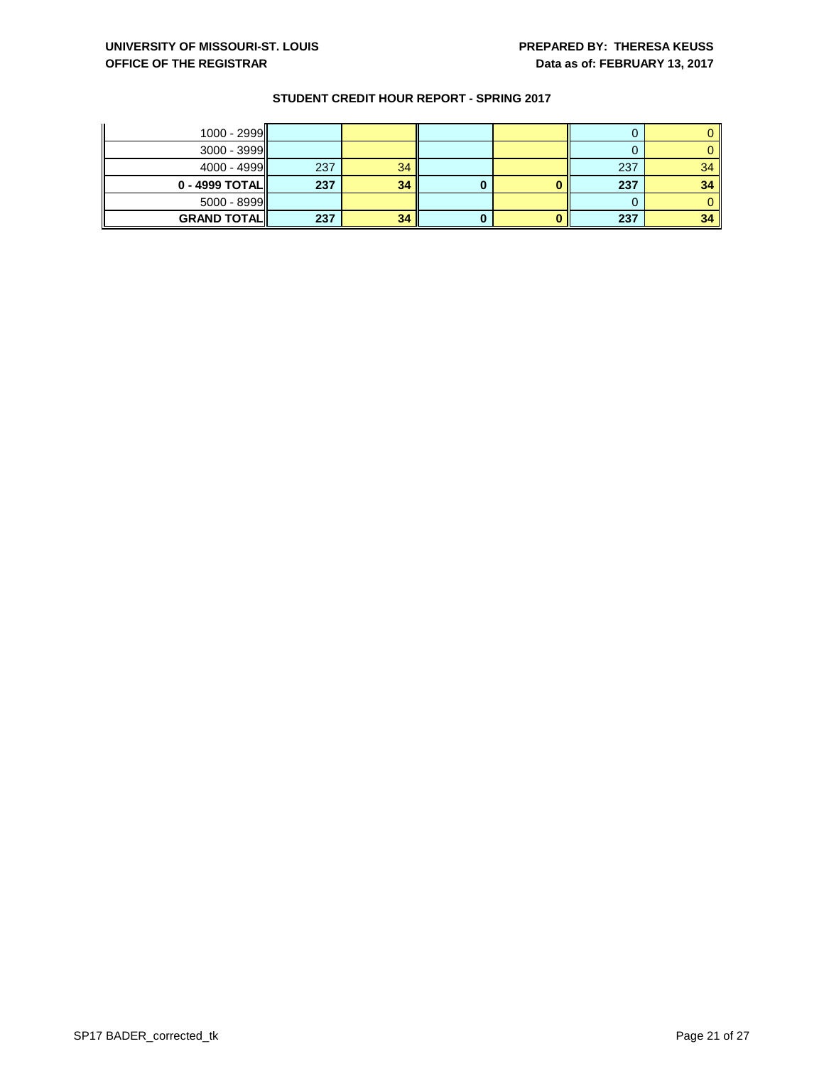**UNIVERSITY OF MISSOURI-ST. LOUIS**
**OFFICE OF THE REGISTRAR**

**PREPARED BY: THERESA KEUSS**
**Data as of: FEBRUARY 13, 2017**

## STUDENT CREDIT HOUR REPORT - SPRING 2017

| | | | | | | |
|---|---|---|---|---|---|---|
| 1000 - 2999 | | | | | 0 | 0 |
| 3000 - 3999 | | | | | 0 | 0 |
| 4000 - 4999 | 237 | 34 | | | 237 | 34 |
| **0 - 4999 TOTAL** | **237** | **34** | **0** | **0** | **237** | **34** |
| 5000 - 8999 | | | | | 0 | 0 |
| **GRAND TOTAL** | **237** | **34** | **0** | **0** | **237** | **34** |

SP17 BADER_corrected_tk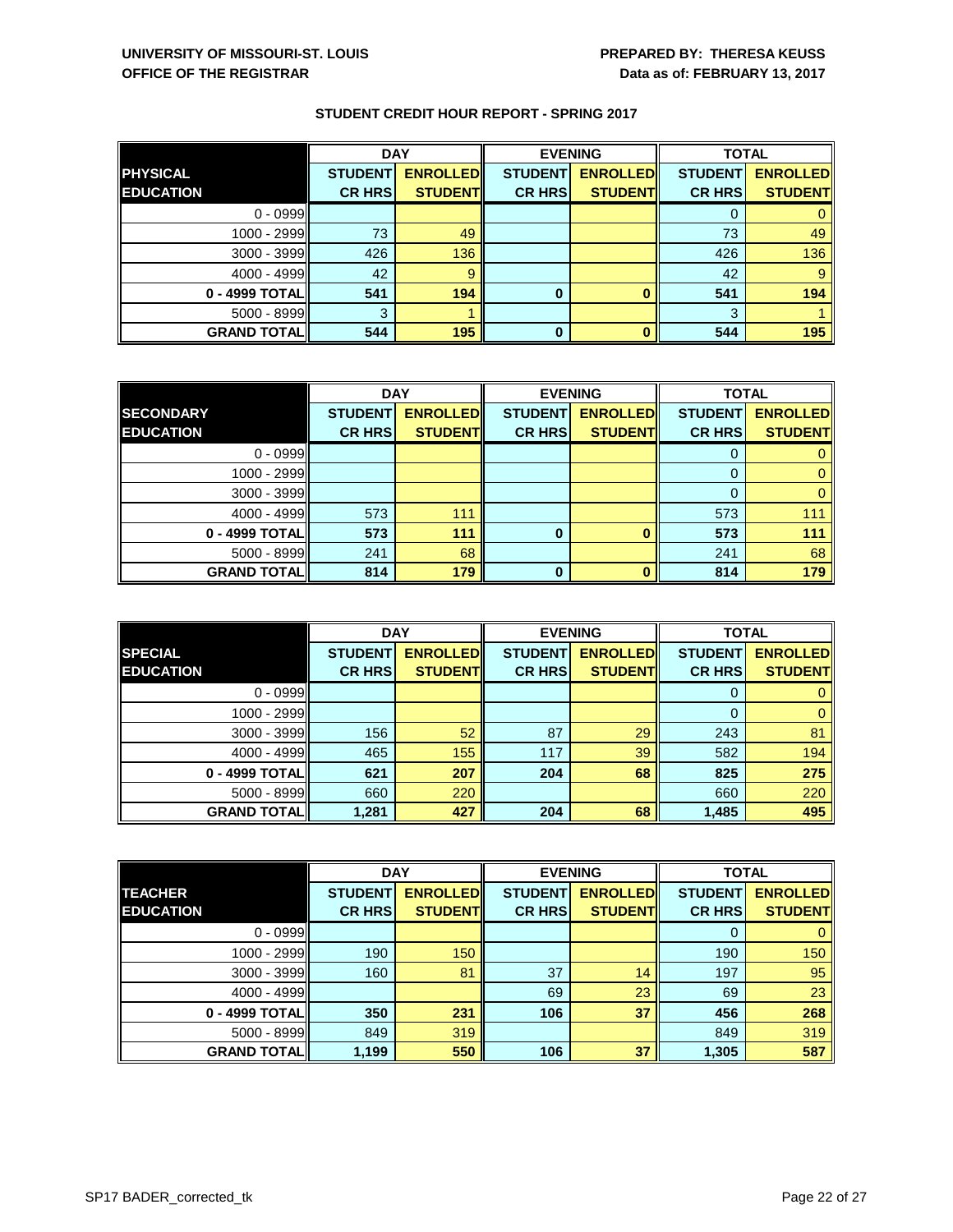**UNIVERSITY OF MISSOURI-ST. LOUIS**
**OFFICE OF THE REGISTRAR**

**PREPARED BY: THERESA KEUSS**
**Data as of: FEBRUARY 13, 2017**

## STUDENT CREDIT HOUR REPORT - SPRING 2017

| PHYSICAL EDUCATION | DAY | | EVENING | | TOTAL | |
|---|---|---|---|---|---|---|
| | STUDENT CR HRS | ENROLLED STUDENT | STUDENT CR HRS | ENROLLED STUDENT | STUDENT CR HRS | ENROLLED STUDENT |
| 0 - 0999 | | | | | 0 | 0 |
| 1000 - 2999 | 73 | 49 | | | 73 | 49 |
| 3000 - 3999 | 426 | 136 | | | 426 | 136 |
| 4000 - 4999 | 42 | 9 | | | 42 | 9 |
| **0 - 4999 TOTAL** | **541** | **194** | **0** | **0** | **541** | **194** |
| 5000 - 8999 | 3 | 1 | | | 3 | 1 |
| **GRAND TOTAL** | **544** | **195** | **0** | **0** | **544** | **195** |

| SECONDARY EDUCATION | DAY | | EVENING | | TOTAL | |
|---|---|---|---|---|---|---|
| | STUDENT CR HRS | ENROLLED STUDENT | STUDENT CR HRS | ENROLLED STUDENT | STUDENT CR HRS | ENROLLED STUDENT |
| 0 - 0999 | | | | | 0 | 0 |
| 1000 - 2999 | | | | | 0 | 0 |
| 3000 - 3999 | | | | | 0 | 0 |
| 4000 - 4999 | 573 | 111 | | | 573 | 111 |
| **0 - 4999 TOTAL** | **573** | **111** | **0** | **0** | **573** | **111** |
| 5000 - 8999 | 241 | 68 | | | 241 | 68 |
| **GRAND TOTAL** | **814** | **179** | **0** | **0** | **814** | **179** |

| SPECIAL EDUCATION | DAY | | EVENING | | TOTAL | |
|---|---|---|---|---|---|---|
| | STUDENT CR HRS | ENROLLED STUDENT | STUDENT CR HRS | ENROLLED STUDENT | STUDENT CR HRS | ENROLLED STUDENT |
| 0 - 0999 | | | | | 0 | 0 |
| 1000 - 2999 | | | | | 0 | 0 |
| 3000 - 3999 | 156 | 52 | 87 | 29 | 243 | 81 |
| 4000 - 4999 | 465 | 155 | 117 | 39 | 582 | 194 |
| **0 - 4999 TOTAL** | **621** | **207** | **204** | **68** | **825** | **275** |
| 5000 - 8999 | 660 | 220 | | | 660 | 220 |
| **GRAND TOTAL** | **1,281** | **427** | **204** | **68** | **1,485** | **495** |

| TEACHER EDUCATION | DAY | | EVENING | | TOTAL | |
|---|---|---|---|---|---|---|
| | STUDENT CR HRS | ENROLLED STUDENT | STUDENT CR HRS | ENROLLED STUDENT | STUDENT CR HRS | ENROLLED STUDENT |
| 0 - 0999 | | | | | 0 | 0 |
| 1000 - 2999 | 190 | 150 | | | 190 | 150 |
| 3000 - 3999 | 160 | 81 | 37 | 14 | 197 | 95 |
| 4000 - 4999 | | | 69 | 23 | 69 | 23 |
| **0 - 4999 TOTAL** | **350** | **231** | **106** | **37** | **456** | **268** |
| 5000 - 8999 | 849 | 319 | | | 849 | 319 |
| **GRAND TOTAL** | **1,199** | **550** | **106** | **37** | **1,305** | **587** |

SP17 BADER_corrected_tk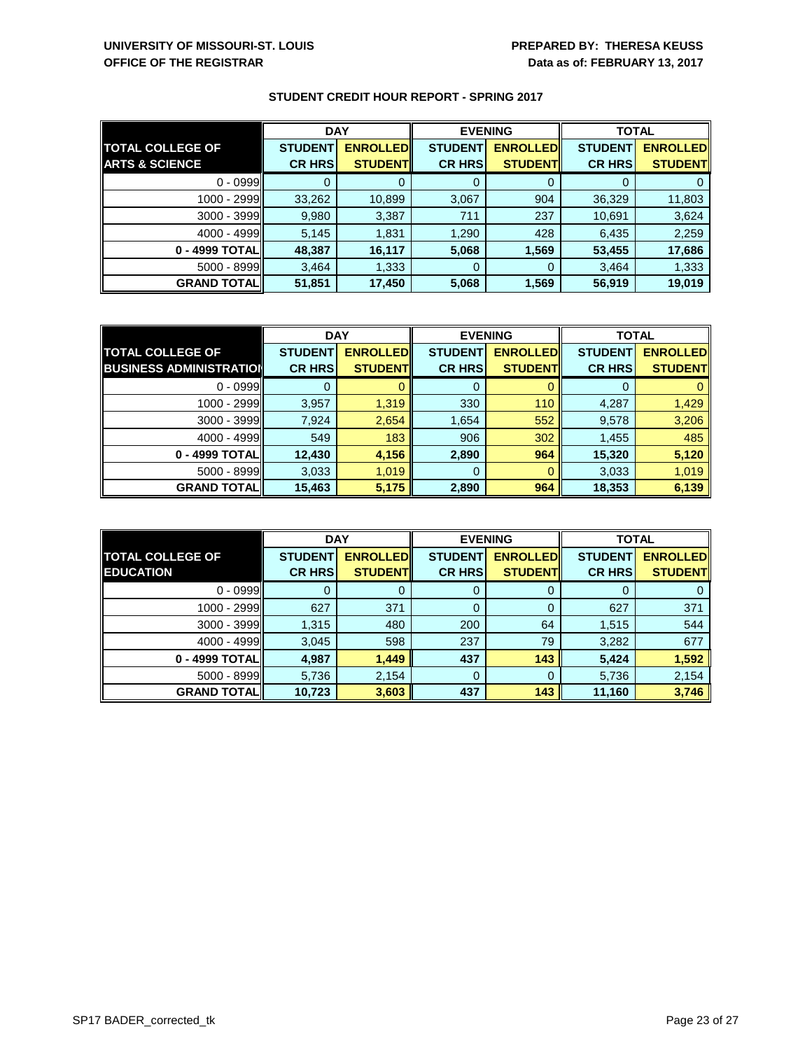UNIVERSITY OF MISSOURI-ST. LOUIS
OFFICE OF THE REGISTRAR

PREPARED BY: THERESA KEUSS
Data as of: FEBRUARY 13, 2017

## STUDENT CREDIT HOUR REPORT - SPRING 2017

| | DAY | | EVENING | | TOTAL | |
|---|---|---|---|---|---|---|
| **TOTAL COLLEGE OF ARTS & SCIENCE** | **STUDENT CR HRS** | **ENROLLED STUDENT** | **STUDENT CR HRS** | **ENROLLED STUDENT** | **STUDENT CR HRS** | **ENROLLED STUDENT** |
| 0 - 0999 | 0 | 0 | 0 | 0 | 0 | 0 |
| 1000 - 2999 | 33,262 | 10,899 | 3,067 | 904 | 36,329 | 11,803 |
| 3000 - 3999 | 9,980 | 3,387 | 711 | 237 | 10,691 | 3,624 |
| 4000 - 4999 | 5,145 | 1,831 | 1,290 | 428 | 6,435 | 2,259 |
| **0 - 4999 TOTAL** | **48,387** | **16,117** | **5,068** | **1,569** | **53,455** | **17,686** |
| 5000 - 8999 | 3,464 | 1,333 | 0 | 0 | 3,464 | 1,333 |
| **GRAND TOTAL** | **51,851** | **17,450** | **5,068** | **1,569** | **56,919** | **19,019** |

| | DAY | | EVENING | | TOTAL | |
|---|---|---|---|---|---|---|
| **TOTAL COLLEGE OF BUSINESS ADMINISTRATION** | **STUDENT CR HRS** | **ENROLLED STUDENT** | **STUDENT CR HRS** | **ENROLLED STUDENT** | **STUDENT CR HRS** | **ENROLLED STUDENT** |
| 0 - 0999 | 0 | 0 | 0 | 0 | 0 | 0 |
| 1000 - 2999 | 3,957 | 1,319 | 330 | 110 | 4,287 | 1,429 |
| 3000 - 3999 | 7,924 | 2,654 | 1,654 | 552 | 9,578 | 3,206 |
| 4000 - 4999 | 549 | 183 | 906 | 302 | 1,455 | 485 |
| **0 - 4999 TOTAL** | **12,430** | **4,156** | **2,890** | **964** | **15,320** | **5,120** |
| 5000 - 8999 | 3,033 | 1,019 | 0 | 0 | 3,033 | 1,019 |
| **GRAND TOTAL** | **15,463** | **5,175** | **2,890** | **964** | **18,353** | **6,139** |

| | DAY | | EVENING | | TOTAL | |
|---|---|---|---|---|---|---|
| **TOTAL COLLEGE OF EDUCATION** | **STUDENT CR HRS** | **ENROLLED STUDENT** | **STUDENT CR HRS** | **ENROLLED STUDENT** | **STUDENT CR HRS** | **ENROLLED STUDENT** |
| 0 - 0999 | 0 | 0 | 0 | 0 | 0 | 0 |
| 1000 - 2999 | 627 | 371 | 0 | 0 | 627 | 371 |
| 3000 - 3999 | 1,315 | 480 | 200 | 64 | 1,515 | 544 |
| 4000 - 4999 | 3,045 | 598 | 237 | 79 | 3,282 | 677 |
| **0 - 4999 TOTAL** | **4,987** | **1,449** | **437** | **143** | **5,424** | **1,592** |
| 5000 - 8999 | 5,736 | 2,154 | 0 | 0 | 5,736 | 2,154 |
| **GRAND TOTAL** | **10,723** | **3,603** | **437** | **143** | **11,160** | **3,746** |

SP17 BADER_corrected_tk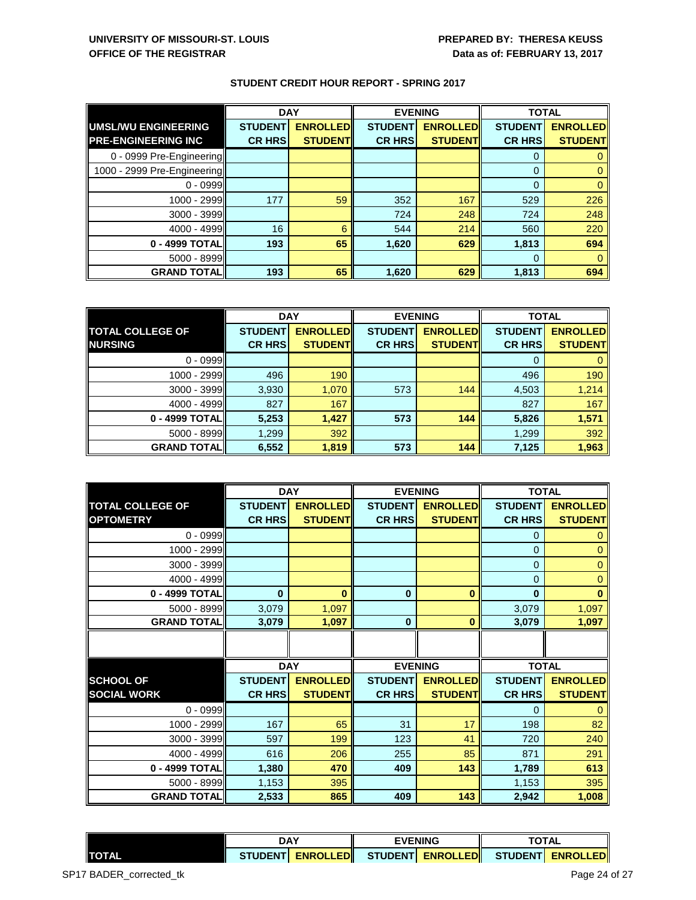**UNIVERSITY OF MISSOURI-ST. LOUIS**
**OFFICE OF THE REGISTRAR**

**PREPARED BY: THERESA KEUSS**
**Data as of: FEBRUARY 13, 2017**

## STUDENT CREDIT HOUR REPORT - SPRING 2017

| UMSL/WU ENGINEERING PRE-ENGINEERING INC | DAY | | EVENING | | TOTAL | |
|---|---|---|---|---|---|---|
| | STUDENT CR HRS | ENROLLED STUDENT | STUDENT CR HRS | ENROLLED STUDENT | STUDENT CR HRS | ENROLLED STUDENT |
| 0 - 0999 Pre-Engineering | | | | | 0 | 0 |
| 1000 - 2999 Pre-Engineering | | | | | 0 | 0 |
| 0 - 0999 | | | | | 0 | 0 |
| 1000 - 2999 | 177 | 59 | 352 | 167 | 529 | 226 |
| 3000 - 3999 | | | 724 | 248 | 724 | 248 |
| 4000 - 4999 | 16 | 6 | 544 | 214 | 560 | 220 |
| **0 - 4999 TOTAL** | **193** | **65** | **1,620** | **629** | **1,813** | **694** |
| 5000 - 8999 | | | | | 0 | 0 |
| **GRAND TOTAL** | **193** | **65** | **1,620** | **629** | **1,813** | **694** |

| TOTAL COLLEGE OF NURSING | DAY | | EVENING | | TOTAL | |
|---|---|---|---|---|---|---|
| | STUDENT CR HRS | ENROLLED STUDENT | STUDENT CR HRS | ENROLLED STUDENT | STUDENT CR HRS | ENROLLED STUDENT |
| 0 - 0999 | | | | | 0 | 0 |
| 1000 - 2999 | 496 | 190 | | | 496 | 190 |
| 3000 - 3999 | 3,930 | 1,070 | 573 | 144 | 4,503 | 1,214 |
| 4000 - 4999 | 827 | 167 | | | 827 | 167 |
| **0 - 4999 TOTAL** | **5,253** | **1,427** | **573** | **144** | **5,826** | **1,571** |
| 5000 - 8999 | 1,299 | 392 | | | 1,299 | 392 |
| **GRAND TOTAL** | **6,552** | **1,819** | **573** | **144** | **7,125** | **1,963** |

| TOTAL COLLEGE OF OPTOMETRY | DAY | | EVENING | | TOTAL | |
|---|---|---|---|---|---|---|
| | STUDENT CR HRS | ENROLLED STUDENT | STUDENT CR HRS | ENROLLED STUDENT | STUDENT CR HRS | ENROLLED STUDENT |
| 0 - 0999 | | | | | 0 | 0 |
| 1000 - 2999 | | | | | 0 | 0 |
| 3000 - 3999 | | | | | 0 | 0 |
| 4000 - 4999 | | | | | 0 | 0 |
| **0 - 4999 TOTAL** | **0** | **0** | **0** | **0** | **0** | **0** |
| 5000 - 8999 | 3,079 | 1,097 | | | 3,079 | 1,097 |
| **GRAND TOTAL** | **3,079** | **1,097** | **0** | **0** | **3,079** | **1,097** |

| SCHOOL OF SOCIAL WORK | DAY | | EVENING | | TOTAL | |
|---|---|---|---|---|---|---|
| | STUDENT CR HRS | ENROLLED STUDENT | STUDENT CR HRS | ENROLLED STUDENT | STUDENT CR HRS | ENROLLED STUDENT |
| 0 - 0999 | | | | | 0 | 0 |
| 1000 - 2999 | 167 | 65 | 31 | 17 | 198 | 82 |
| 3000 - 3999 | 597 | 199 | 123 | 41 | 720 | 240 |
| 4000 - 4999 | 616 | 206 | 255 | 85 | 871 | 291 |
| **0 - 4999 TOTAL** | **1,380** | **470** | **409** | **143** | **1,789** | **613** |
| 5000 - 8999 | 1,153 | 395 | | | 1,153 | 395 |
| **GRAND TOTAL** | **2,533** | **865** | **409** | **143** | **2,942** | **1,008** |

| TOTAL | DAY | | EVENING | | TOTAL | |
|---|---|---|---|---|---|---|
| | STUDENT | ENROLLED | STUDENT | ENROLLED | STUDENT | ENROLLED |

SP17 BADER_corrected_tk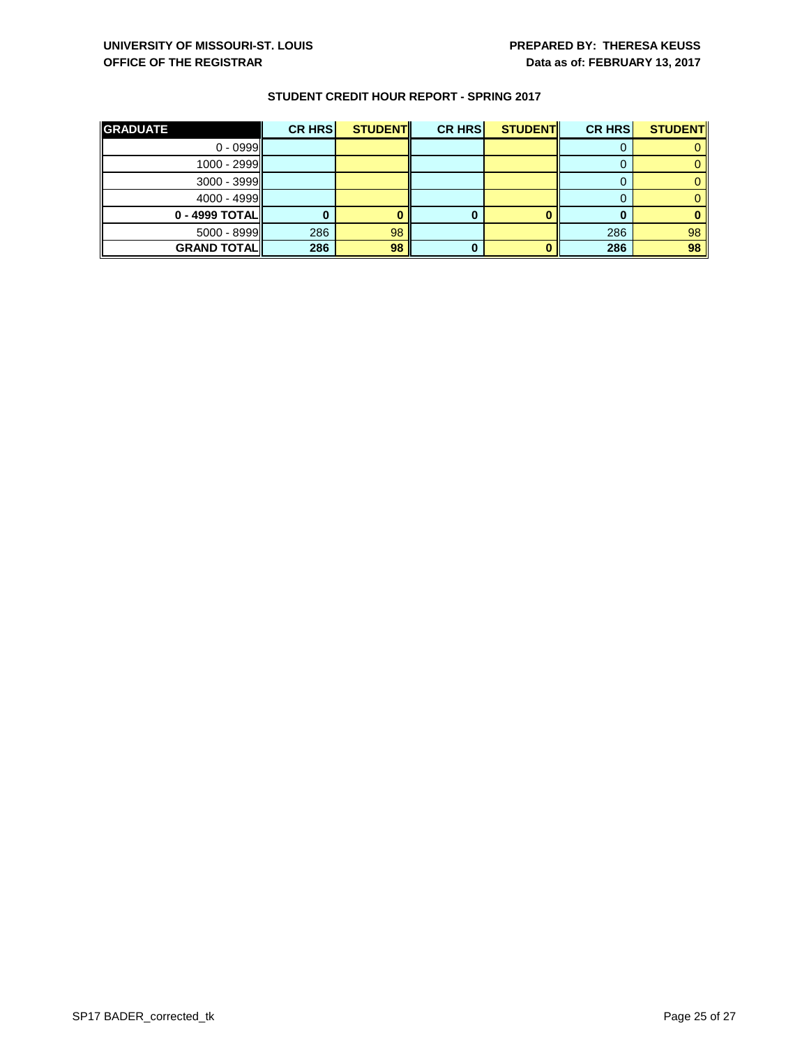UNIVERSITY OF MISSOURI-ST. LOUIS
OFFICE OF THE REGISTRAR

PREPARED BY: THERESA KEUSS
Data as of: FEBRUARY 13, 2017

## STUDENT CREDIT HOUR REPORT - SPRING 2017

| GRADUATE | CR HRS | STUDENT | CR HRS | STUDENT | CR HRS | STUDENT |
|---|---|---|---|---|---|---|
| 0 - 0999 | | | | | 0 | 0 |
| 1000 - 2999 | | | | | 0 | 0 |
| 3000 - 3999 | | | | | 0 | 0 |
| 4000 - 4999 | | | | | 0 | 0 |
| **0 - 4999 TOTAL** | **0** | **0** | **0** | **0** | **0** | **0** |
| 5000 - 8999 | 286 | 98 | | | 286 | 98 |
| **GRAND TOTAL** | **286** | **98** | **0** | **0** | **286** | **98** |

SP17 BADER_corrected_tk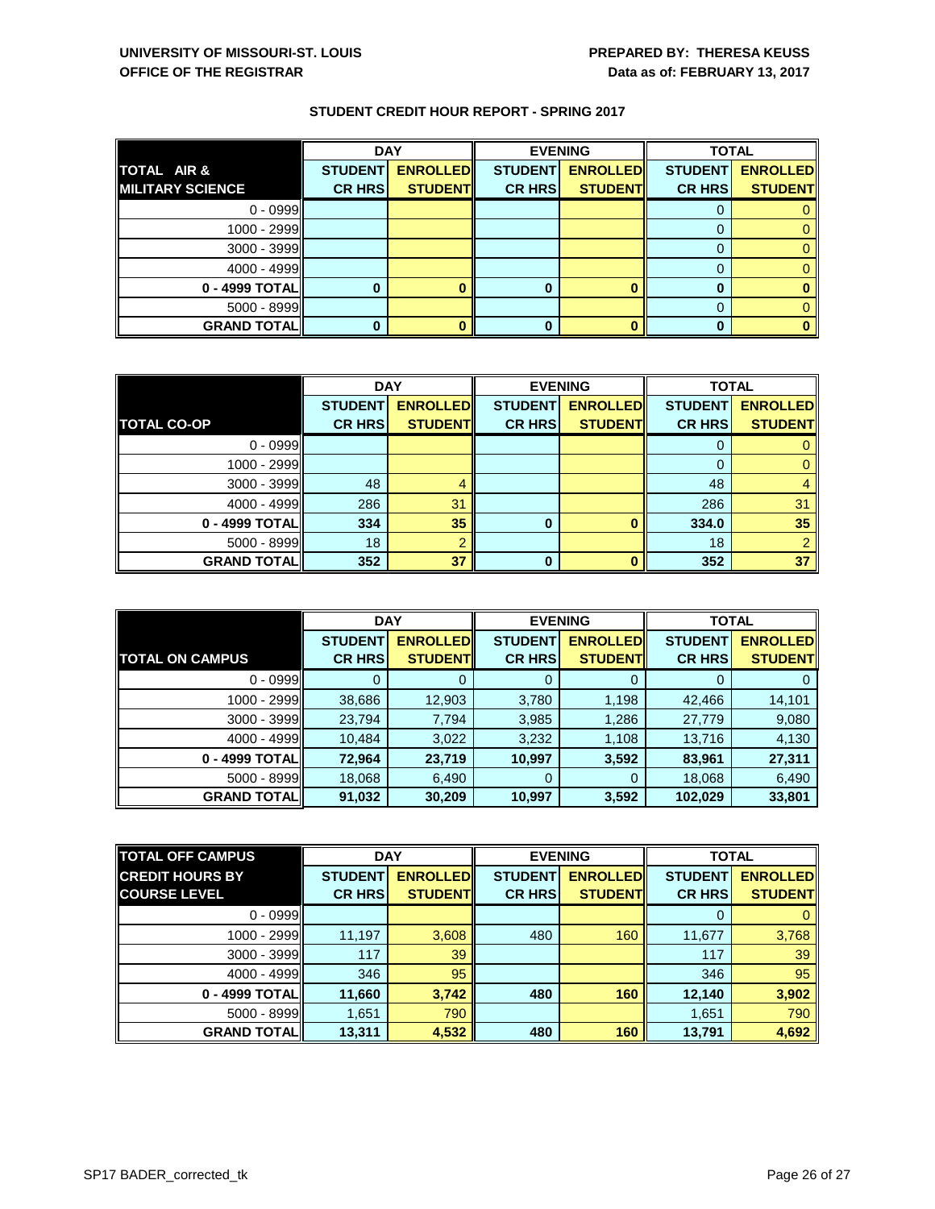**UNIVERSITY OF MISSOURI-ST. LOUIS**
**OFFICE OF THE REGISTRAR**

**PREPARED BY: THERESA KEUSS**
**Data as of: FEBRUARY 13, 2017**

## STUDENT CREDIT HOUR REPORT - SPRING 2017

| TOTAL AIR & MILITARY SCIENCE | DAY | | EVENING | | TOTAL | |
|---|---|---|---|---|---|---|
| | STUDENT CR HRS | ENROLLED STUDENT | STUDENT CR HRS | ENROLLED STUDENT | STUDENT CR HRS | ENROLLED STUDENT |
| 0 - 0999 | | | | | 0 | 0 |
| 1000 - 2999 | | | | | 0 | 0 |
| 3000 - 3999 | | | | | 0 | 0 |
| 4000 - 4999 | | | | | 0 | 0 |
| **0 - 4999 TOTAL** | **0** | **0** | **0** | **0** | **0** | **0** |
| 5000 - 8999 | | | | | 0 | 0 |
| **GRAND TOTAL** | **0** | **0** | **0** | **0** | **0** | **0** |

| TOTAL CO-OP | DAY | | EVENING | | TOTAL | |
|---|---|---|---|---|---|---|
| | STUDENT CR HRS | ENROLLED STUDENT | STUDENT CR HRS | ENROLLED STUDENT | STUDENT CR HRS | ENROLLED STUDENT |
| 0 - 0999 | | | | | 0 | 0 |
| 1000 - 2999 | | | | | 0 | 0 |
| 3000 - 3999 | 48 | 4 | | | 48 | 4 |
| 4000 - 4999 | 286 | 31 | | | 286 | 31 |
| **0 - 4999 TOTAL** | **334** | **35** | **0** | **0** | **334.0** | **35** |
| 5000 - 8999 | 18 | 2 | | | 18 | 2 |
| **GRAND TOTAL** | **352** | **37** | **0** | **0** | **352** | **37** |

| TOTAL ON CAMPUS | DAY | | EVENING | | TOTAL | |
|---|---|---|---|---|---|---|
| | STUDENT CR HRS | ENROLLED STUDENT | STUDENT CR HRS | ENROLLED STUDENT | STUDENT CR HRS | ENROLLED STUDENT |
| 0 - 0999 | 0 | 0 | 0 | 0 | 0 | 0 |
| 1000 - 2999 | 38,686 | 12,903 | 3,780 | 1,198 | 42,466 | 14,101 |
| 3000 - 3999 | 23,794 | 7,794 | 3,985 | 1,286 | 27,779 | 9,080 |
| 4000 - 4999 | 10,484 | 3,022 | 3,232 | 1,108 | 13,716 | 4,130 |
| **0 - 4999 TOTAL** | **72,964** | **23,719** | **10,997** | **3,592** | **83,961** | **27,311** |
| 5000 - 8999 | 18,068 | 6,490 | 0 | 0 | 18,068 | 6,490 |
| **GRAND TOTAL** | **91,032** | **30,209** | **10,997** | **3,592** | **102,029** | **33,801** |

| TOTAL OFF CAMPUS CREDIT HOURS BY COURSE LEVEL | DAY | | EVENING | | TOTAL | |
|---|---|---|---|---|---|---|
| | STUDENT CR HRS | ENROLLED STUDENT | STUDENT CR HRS | ENROLLED STUDENT | STUDENT CR HRS | ENROLLED STUDENT |
| 0 - 0999 | | | | | 0 | 0 |
| 1000 - 2999 | 11,197 | 3,608 | 480 | 160 | 11,677 | 3,768 |
| 3000 - 3999 | 117 | 39 | | | 117 | 39 |
| 4000 - 4999 | 346 | 95 | | | 346 | 95 |
| **0 - 4999 TOTAL** | **11,660** | **3,742** | **480** | **160** | **12,140** | **3,902** |
| 5000 - 8999 | 1,651 | 790 | | | 1,651 | 790 |
| **GRAND TOTAL** | **13,311** | **4,532** | **480** | **160** | **13,791** | **4,692** |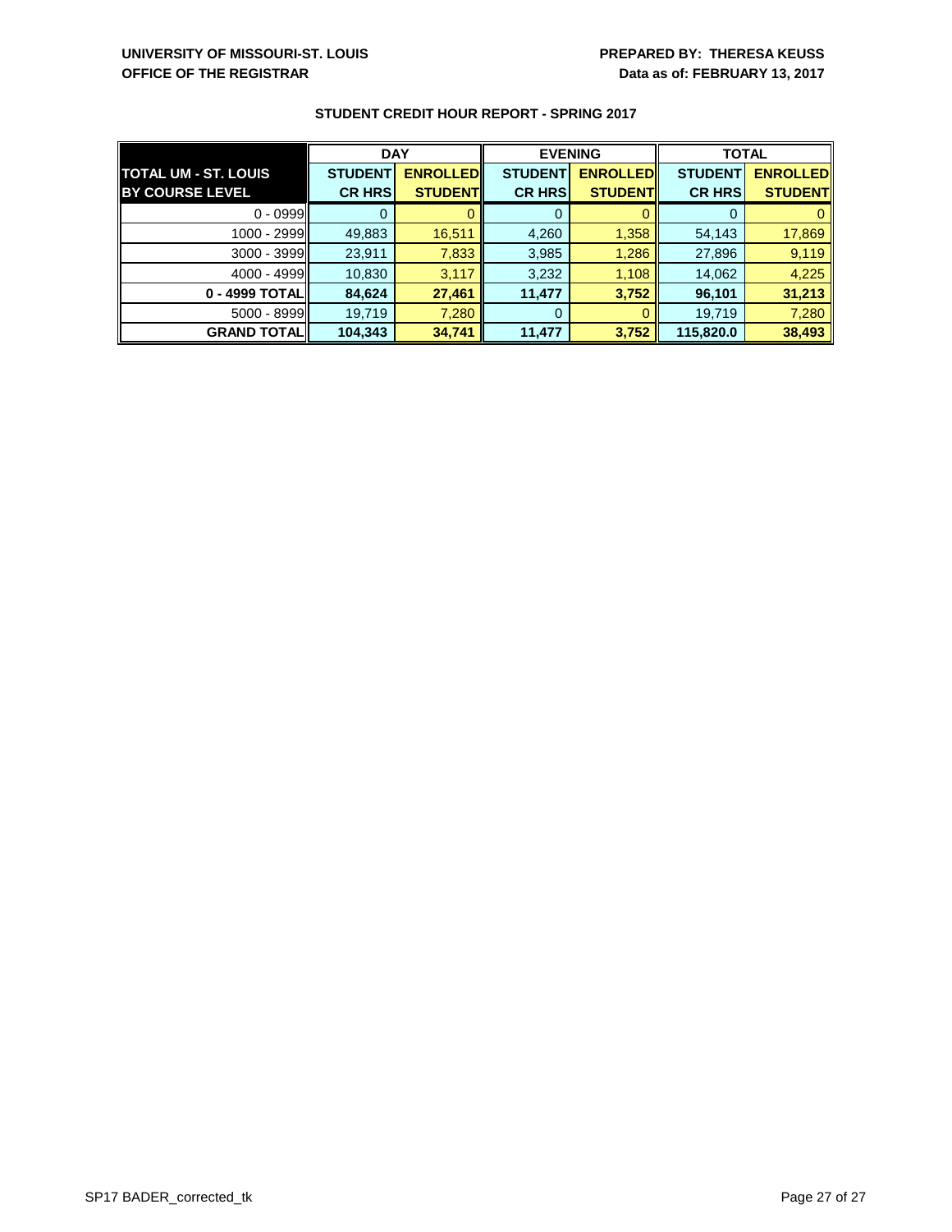UNIVERSITY OF MISSOURI-ST. LOUIS
OFFICE OF THE REGISTRAR

PREPARED BY: THERESA KEUSS
Data as of: FEBRUARY 13, 2017

## STUDENT CREDIT HOUR REPORT - SPRING 2017

| TOTAL UM - ST. LOUIS BY COURSE LEVEL | DAY | | EVENING | | TOTAL | |
|---|---|---|---|---|---|---|
| | STUDENT CR HRS | ENROLLED STUDENT | STUDENT CR HRS | ENROLLED STUDENT | STUDENT CR HRS | ENROLLED STUDENT |
| 0 - 0999 | 0 | 0 | 0 | 0 | 0 | 0 |
| 1000 - 2999 | 49,883 | 16,511 | 4,260 | 1,358 | 54,143 | 17,869 |
| 3000 - 3999 | 23,911 | 7,833 | 3,985 | 1,286 | 27,896 | 9,119 |
| 4000 - 4999 | 10,830 | 3,117 | 3,232 | 1,108 | 14,062 | 4,225 |
| **0 - 4999 TOTAL** | **84,624** | **27,461** | **11,477** | **3,752** | **96,101** | **31,213** |
| 5000 - 8999 | 19,719 | 7,280 | 0 | 0 | 19,719 | 7,280 |
| **GRAND TOTAL** | **104,343** | **34,741** | **11,477** | **3,752** | **115,820.0** | **38,493** |

SP17 BADER_corrected_tk